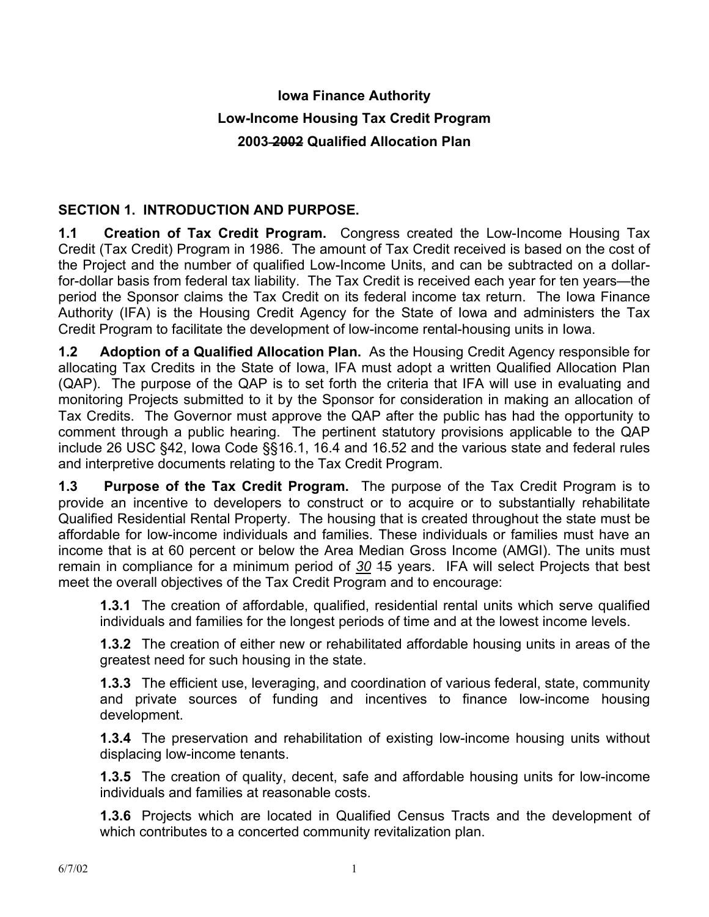**Iowa Finance Authority**

**Low-Income Housing Tax Credit Program**

**2003 ~~2002~~ Qualified Allocation Plan**

## SECTION 1. INTRODUCTION AND PURPOSE.

**1.1 Creation of Tax Credit Program.** Congress created the Low-Income Housing Tax Credit (Tax Credit) Program in 1986. The amount of Tax Credit received is based on the cost of the Project and the number of qualified Low-Income Units, and can be subtracted on a dollar-for-dollar basis from federal tax liability. The Tax Credit is received each year for ten years—the period the Sponsor claims the Tax Credit on its federal income tax return. The Iowa Finance Authority (IFA) is the Housing Credit Agency for the State of Iowa and administers the Tax Credit Program to facilitate the development of low-income rental-housing units in Iowa.

**1.2 Adoption of a Qualified Allocation Plan.** As the Housing Credit Agency responsible for allocating Tax Credits in the State of Iowa, IFA must adopt a written Qualified Allocation Plan (QAP). The purpose of the QAP is to set forth the criteria that IFA will use in evaluating and monitoring Projects submitted to it by the Sponsor for consideration in making an allocation of Tax Credits. The Governor must approve the QAP after the public has had the opportunity to comment through a public hearing. The pertinent statutory provisions applicable to the QAP include 26 USC §42, Iowa Code §§16.1, 16.4 and 16.52 and the various state and federal rules and interpretive documents relating to the Tax Credit Program.

**1.3 Purpose of the Tax Credit Program.** The purpose of the Tax Credit Program is to provide an incentive to developers to construct or to acquire or to substantially rehabilitate Qualified Residential Rental Property. The housing that is created throughout the state must be affordable for low-income individuals and families. These individuals or families must have an income that is at 60 percent or below the Area Median Gross Income (AMGI). The units must remain in compliance for a minimum period of *30* ~~15~~ years. IFA will select Projects that best meet the overall objectives of the Tax Credit Program and to encourage:

> **1.3.1** The creation of affordable, qualified, residential rental units which serve qualified individuals and families for the longest periods of time and at the lowest income levels.
>
> **1.3.2** The creation of either new or rehabilitated affordable housing units in areas of the greatest need for such housing in the state.
>
> **1.3.3** The efficient use, leveraging, and coordination of various federal, state, community and private sources of funding and incentives to finance low-income housing development.
>
> **1.3.4** The preservation and rehabilitation of existing low-income housing units without displacing low-income tenants.
>
> **1.3.5** The creation of quality, decent, safe and affordable housing units for low-income individuals and families at reasonable costs.
>
> **1.3.6** Projects which are located in Qualified Census Tracts and the development of which contributes to a concerted community revitalization plan.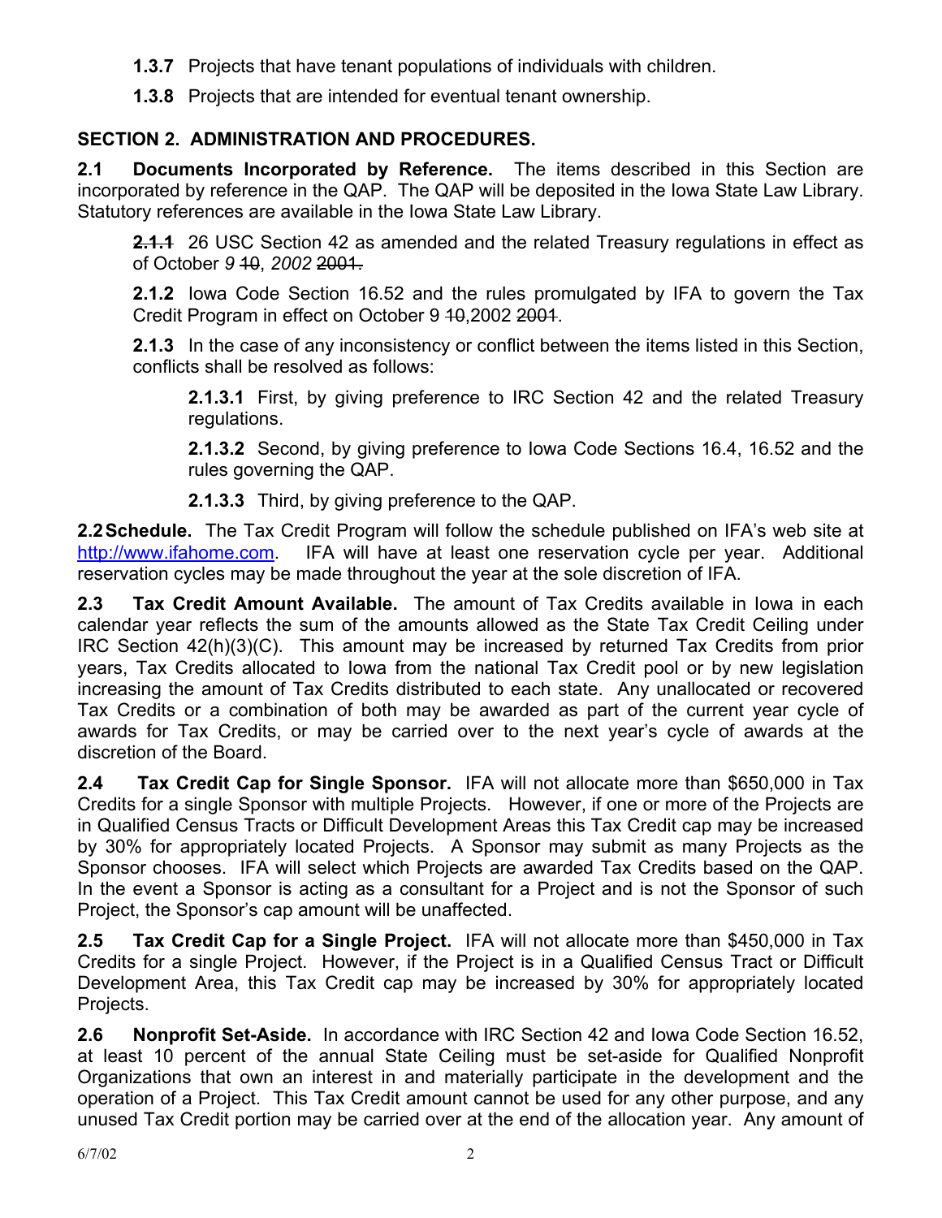**1.3.7** Projects that have tenant populations of individuals with children.

**1.3.8** Projects that are intended for eventual tenant ownership.

## SECTION 2. ADMINISTRATION AND PROCEDURES.

**2.1 Documents Incorporated by Reference.** The items described in this Section are incorporated by reference in the QAP. The QAP will be deposited in the Iowa State Law Library. Statutory references are available in the Iowa State Law Library.

**~~2.1.1~~** 26 USC Section 42 as amended and the related Treasury regulations in effect as of October *9* ~~10~~, *2002* ~~2001.~~

**2.1.2** Iowa Code Section 16.52 and the rules promulgated by IFA to govern the Tax Credit Program in effect on October 9 ~~10~~,2002 ~~2001~~.

**2.1.3** In the case of any inconsistency or conflict between the items listed in this Section, conflicts shall be resolved as follows:

**2.1.3.1** First, by giving preference to IRC Section 42 and the related Treasury regulations.

**2.1.3.2** Second, by giving preference to Iowa Code Sections 16.4, 16.52 and the rules governing the QAP.

**2.1.3.3** Third, by giving preference to the QAP.

**2.2 Schedule.** The Tax Credit Program will follow the schedule published on IFA's web site at http://www.ifahome.com. IFA will have at least one reservation cycle per year. Additional reservation cycles may be made throughout the year at the sole discretion of IFA.

**2.3 Tax Credit Amount Available.** The amount of Tax Credits available in Iowa in each calendar year reflects the sum of the amounts allowed as the State Tax Credit Ceiling under IRC Section 42(h)(3)(C). This amount may be increased by returned Tax Credits from prior years, Tax Credits allocated to Iowa from the national Tax Credit pool or by new legislation increasing the amount of Tax Credits distributed to each state. Any unallocated or recovered Tax Credits or a combination of both may be awarded as part of the current year cycle of awards for Tax Credits, or may be carried over to the next year's cycle of awards at the discretion of the Board.

**2.4 Tax Credit Cap for Single Sponsor.** IFA will not allocate more than $650,000 in Tax Credits for a single Sponsor with multiple Projects. However, if one or more of the Projects are in Qualified Census Tracts or Difficult Development Areas this Tax Credit cap may be increased by 30% for appropriately located Projects. A Sponsor may submit as many Projects as the Sponsor chooses. IFA will select which Projects are awarded Tax Credits based on the QAP. In the event a Sponsor is acting as a consultant for a Project and is not the Sponsor of such Project, the Sponsor's cap amount will be unaffected.

**2.5 Tax Credit Cap for a Single Project.** IFA will not allocate more than $450,000 in Tax Credits for a single Project. However, if the Project is in a Qualified Census Tract or Difficult Development Area, this Tax Credit cap may be increased by 30% for appropriately located Projects.

**2.6 Nonprofit Set-Aside.** In accordance with IRC Section 42 and Iowa Code Section 16.52, at least 10 percent of the annual State Ceiling must be set-aside for Qualified Nonprofit Organizations that own an interest in and materially participate in the development and the operation of a Project. This Tax Credit amount cannot be used for any other purpose, and any unused Tax Credit portion may be carried over at the end of the allocation year. Any amount of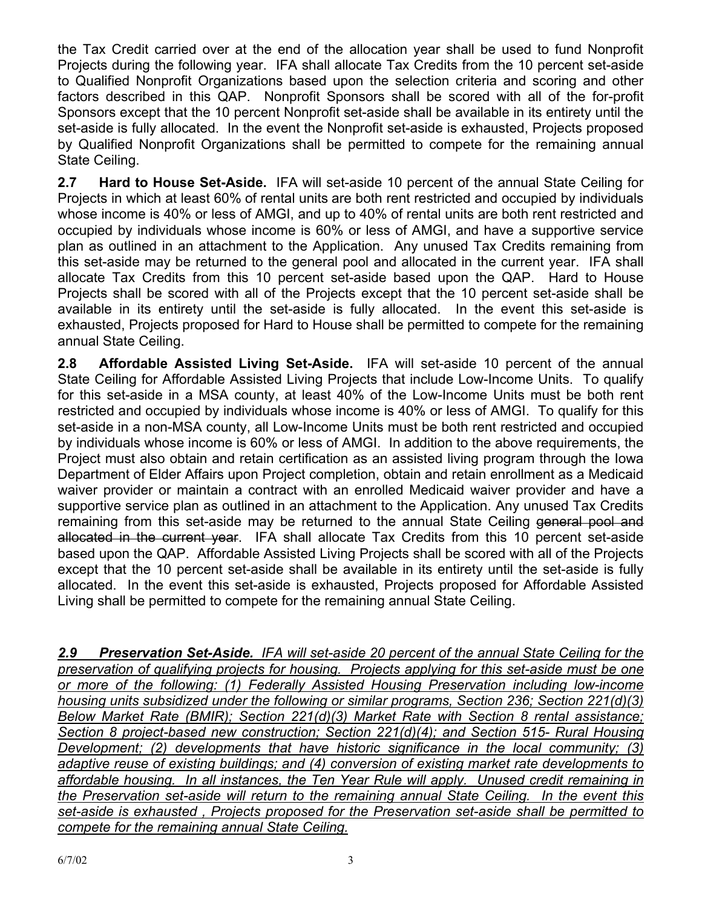the Tax Credit carried over at the end of the allocation year shall be used to fund Nonprofit Projects during the following year. IFA shall allocate Tax Credits from the 10 percent set-aside to Qualified Nonprofit Organizations based upon the selection criteria and scoring and other factors described in this QAP. Nonprofit Sponsors shall be scored with all of the for-profit Sponsors except that the 10 percent Nonprofit set-aside shall be available in its entirety until the set-aside is fully allocated. In the event the Nonprofit set-aside is exhausted, Projects proposed by Qualified Nonprofit Organizations shall be permitted to compete for the remaining annual State Ceiling.

**2.7 Hard to House Set-Aside.** IFA will set-aside 10 percent of the annual State Ceiling for Projects in which at least 60% of rental units are both rent restricted and occupied by individuals whose income is 40% or less of AMGI, and up to 40% of rental units are both rent restricted and occupied by individuals whose income is 60% or less of AMGI, and have a supportive service plan as outlined in an attachment to the Application. Any unused Tax Credits remaining from this set-aside may be returned to the general pool and allocated in the current year. IFA shall allocate Tax Credits from this 10 percent set-aside based upon the QAP. Hard to House Projects shall be scored with all of the Projects except that the 10 percent set-aside shall be available in its entirety until the set-aside is fully allocated. In the event this set-aside is exhausted, Projects proposed for Hard to House shall be permitted to compete for the remaining annual State Ceiling.

**2.8 Affordable Assisted Living Set-Aside.** IFA will set-aside 10 percent of the annual State Ceiling for Affordable Assisted Living Projects that include Low-Income Units. To qualify for this set-aside in a MSA county, at least 40% of the Low-Income Units must be both rent restricted and occupied by individuals whose income is 40% or less of AMGI. To qualify for this set-aside in a non-MSA county, all Low-Income Units must be both rent restricted and occupied by individuals whose income is 60% or less of AMGI. In addition to the above requirements, the Project must also obtain and retain certification as an assisted living program through the Iowa Department of Elder Affairs upon Project completion, obtain and retain enrollment as a Medicaid waiver provider or maintain a contract with an enrolled Medicaid waiver provider and have a supportive service plan as outlined in an attachment to the Application. Any unused Tax Credits remaining from this set-aside may be returned to the annual State Ceiling ~~general pool and allocated in the current year~~. IFA shall allocate Tax Credits from this 10 percent set-aside based upon the QAP. Affordable Assisted Living Projects shall be scored with all of the Projects except that the 10 percent set-aside shall be available in its entirety until the set-aside is fully allocated. In the event this set-aside is exhausted, Projects proposed for Affordable Assisted Living shall be permitted to compete for the remaining annual State Ceiling.

***2.9 Preservation Set-Aside.*** *IFA will set-aside 20 percent of the annual State Ceiling for the preservation of qualifying projects for housing. Projects applying for this set-aside must be one or more of the following: (1) Federally Assisted Housing Preservation including low-income housing units subsidized under the following or similar programs, Section 236; Section 221(d)(3) Below Market Rate (BMIR); Section 221(d)(3) Market Rate with Section 8 rental assistance; Section 8 project-based new construction; Section 221(d)(4); and Section 515- Rural Housing Development; (2) developments that have historic significance in the local community; (3) adaptive reuse of existing buildings; and (4) conversion of existing market rate developments to affordable housing. In all instances, the Ten Year Rule will apply. Unused credit remaining in the Preservation set-aside will return to the remaining annual State Ceiling. In the event this set-aside is exhausted , Projects proposed for the Preservation set-aside shall be permitted to compete for the remaining annual State Ceiling.*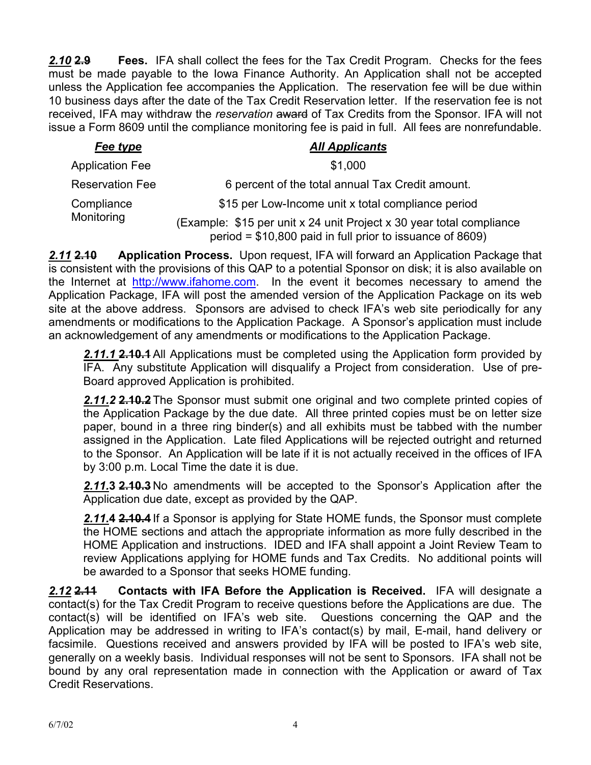***2.10*** ~~**2.9**~~ **Fees.** IFA shall collect the fees for the Tax Credit Program. Checks for the fees must be made payable to the Iowa Finance Authority. An Application shall not be accepted unless the Application fee accompanies the Application. The reservation fee will be due within 10 business days after the date of the Tax Credit Reservation letter. If the reservation fee is not received, IFA may withdraw the *reservation* ~~award~~ of Tax Credits from the Sponsor. IFA will not issue a Form 8609 until the compliance monitoring fee is paid in full. All fees are nonrefundable.

| ***Fee type*** | ***All Applicants*** |
|---|---|
| Application Fee | $1,000 |
| Reservation Fee | 6 percent of the total annual Tax Credit amount. |
| Compliance Monitoring | $15 per Low-Income unit x total compliance period (Example: $15 per unit x 24 unit Project x 30 year total compliance period = $10,800 paid in full prior to issuance of 8609) |

***2.11*** ~~**2.10**~~ **Application Process.** Upon request, IFA will forward an Application Package that is consistent with the provisions of this QAP to a potential Sponsor on disk; it is also available on the Internet at http://www.ifahome.com. In the event it becomes necessary to amend the Application Package, IFA will post the amended version of the Application Package on its web site at the above address. Sponsors are advised to check IFA's web site periodically for any amendments or modifications to the Application Package. A Sponsor's application must include an acknowledgement of any amendments or modifications to the Application Package.

***2.11.1*** ~~**2.10.1**~~ All Applications must be completed using the Application form provided by IFA. Any substitute Application will disqualify a Project from consideration. Use of pre-Board approved Application is prohibited.

***2.11.2*** ~~**2.10.2**~~ The Sponsor must submit one original and two complete printed copies of the Application Package by the due date. All three printed copies must be on letter size paper, bound in a three ring binder(s) and all exhibits must be tabbed with the number assigned in the Application. Late filed Applications will be rejected outright and returned to the Sponsor. An Application will be late if it is not actually received in the offices of IFA by 3:00 p.m. Local Time the date it is due.

***2.11.*3** ~~**2.10.3**~~ No amendments will be accepted to the Sponsor's Application after the Application due date, except as provided by the QAP.

***2.11.*4** ~~**2.10.4**~~ If a Sponsor is applying for State HOME funds, the Sponsor must complete the HOME sections and attach the appropriate information as more fully described in the HOME Application and instructions. IDED and IFA shall appoint a Joint Review Team to review Applications applying for HOME funds and Tax Credits. No additional points will be awarded to a Sponsor that seeks HOME funding.

***2.12*** ~~**2.11**~~ **Contacts with IFA Before the Application is Received.** IFA will designate a contact(s) for the Tax Credit Program to receive questions before the Applications are due. The contact(s) will be identified on IFA's web site. Questions concerning the QAP and the Application may be addressed in writing to IFA's contact(s) by mail, E-mail, hand delivery or facsimile. Questions received and answers provided by IFA will be posted to IFA's web site, generally on a weekly basis. Individual responses will not be sent to Sponsors. IFA shall not be bound by any oral representation made in connection with the Application or award of Tax Credit Reservations.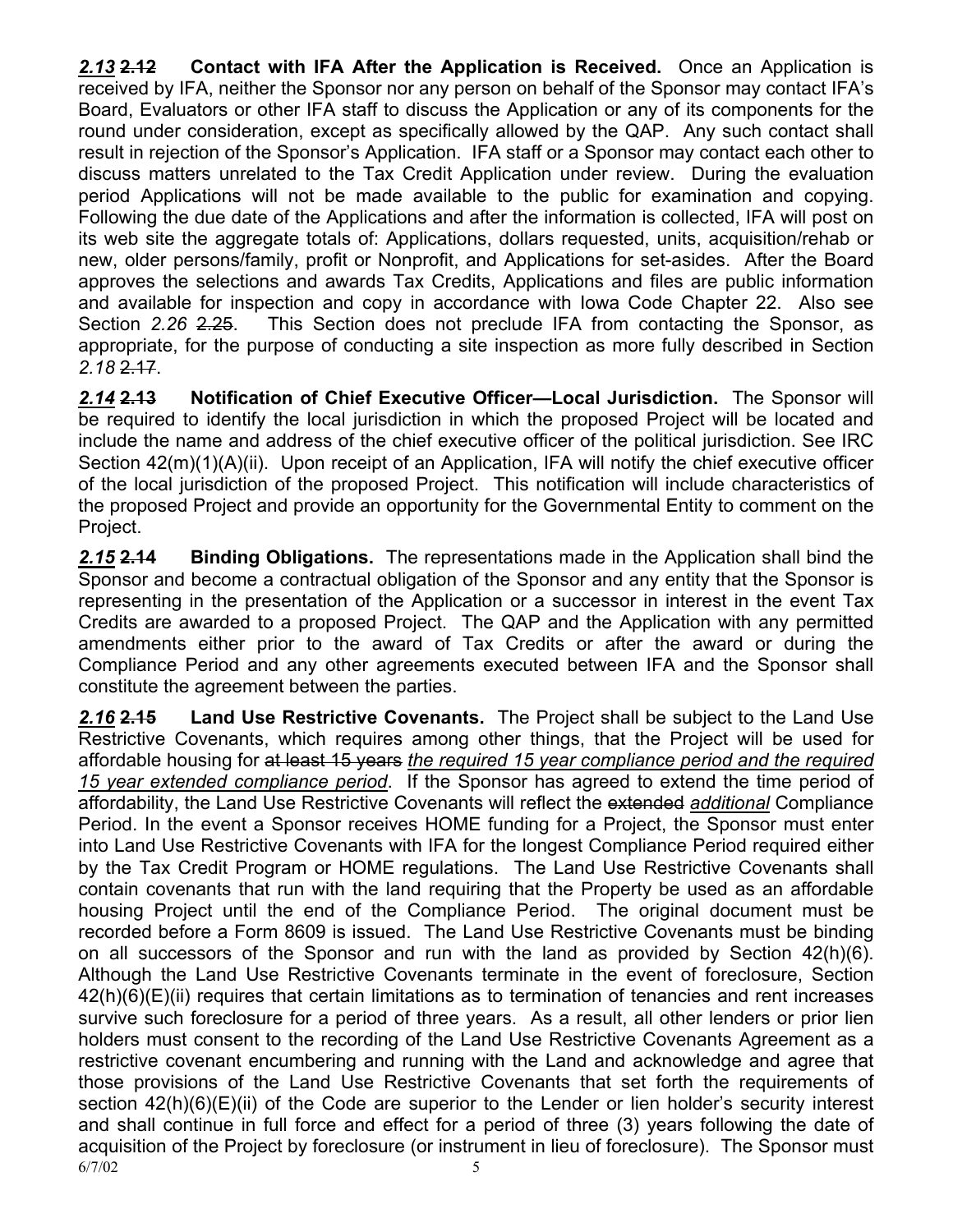***2.13*** ~~**2.12**~~ **Contact with IFA After the Application is Received.** Once an Application is received by IFA, neither the Sponsor nor any person on behalf of the Sponsor may contact IFA's Board, Evaluators or other IFA staff to discuss the Application or any of its components for the round under consideration, except as specifically allowed by the QAP. Any such contact shall result in rejection of the Sponsor's Application. IFA staff or a Sponsor may contact each other to discuss matters unrelated to the Tax Credit Application under review. During the evaluation period Applications will not be made available to the public for examination and copying. Following the due date of the Applications and after the information is collected, IFA will post on its web site the aggregate totals of: Applications, dollars requested, units, acquisition/rehab or new, older persons/family, profit or Nonprofit, and Applications for set-asides. After the Board approves the selections and awards Tax Credits, Applications and files are public information and available for inspection and copy in accordance with Iowa Code Chapter 22. Also see Section *2.26* ~~2.25~~. This Section does not preclude IFA from contacting the Sponsor, as appropriate, for the purpose of conducting a site inspection as more fully described in Section *2.18* ~~2.17~~.

***2.14*** ~~**2.13**~~ **Notification of Chief Executive Officer—Local Jurisdiction.** The Sponsor will be required to identify the local jurisdiction in which the proposed Project will be located and include the name and address of the chief executive officer of the political jurisdiction. See IRC Section 42(m)(1)(A)(ii). Upon receipt of an Application, IFA will notify the chief executive officer of the local jurisdiction of the proposed Project. This notification will include characteristics of the proposed Project and provide an opportunity for the Governmental Entity to comment on the Project.

***2.15*** ~~**2.14**~~ **Binding Obligations.** The representations made in the Application shall bind the Sponsor and become a contractual obligation of the Sponsor and any entity that the Sponsor is representing in the presentation of the Application or a successor in interest in the event Tax Credits are awarded to a proposed Project. The QAP and the Application with any permitted amendments either prior to the award of Tax Credits or after the award or during the Compliance Period and any other agreements executed between IFA and the Sponsor shall constitute the agreement between the parties.

***2.16*** ~~**2.15**~~ **Land Use Restrictive Covenants.** The Project shall be subject to the Land Use Restrictive Covenants, which requires among other things, that the Project will be used for affordable housing for ~~at least 15 years~~ *the required 15 year compliance period and the required 15 year extended compliance period*. If the Sponsor has agreed to extend the time period of affordability, the Land Use Restrictive Covenants will reflect the ~~extended~~ *additional* Compliance Period. In the event a Sponsor receives HOME funding for a Project, the Sponsor must enter into Land Use Restrictive Covenants with IFA for the longest Compliance Period required either by the Tax Credit Program or HOME regulations. The Land Use Restrictive Covenants shall contain covenants that run with the land requiring that the Property be used as an affordable housing Project until the end of the Compliance Period. The original document must be recorded before a Form 8609 is issued. The Land Use Restrictive Covenants must be binding on all successors of the Sponsor and run with the land as provided by Section 42(h)(6). Although the Land Use Restrictive Covenants terminate in the event of foreclosure, Section 42(h)(6)(E)(ii) requires that certain limitations as to termination of tenancies and rent increases survive such foreclosure for a period of three years. As a result, all other lenders or prior lien holders must consent to the recording of the Land Use Restrictive Covenants Agreement as a restrictive covenant encumbering and running with the Land and acknowledge and agree that those provisions of the Land Use Restrictive Covenants that set forth the requirements of section 42(h)(6)(E)(ii) of the Code are superior to the Lender or lien holder's security interest and shall continue in full force and effect for a period of three (3) years following the date of acquisition of the Project by foreclosure (or instrument in lieu of foreclosure). The Sponsor must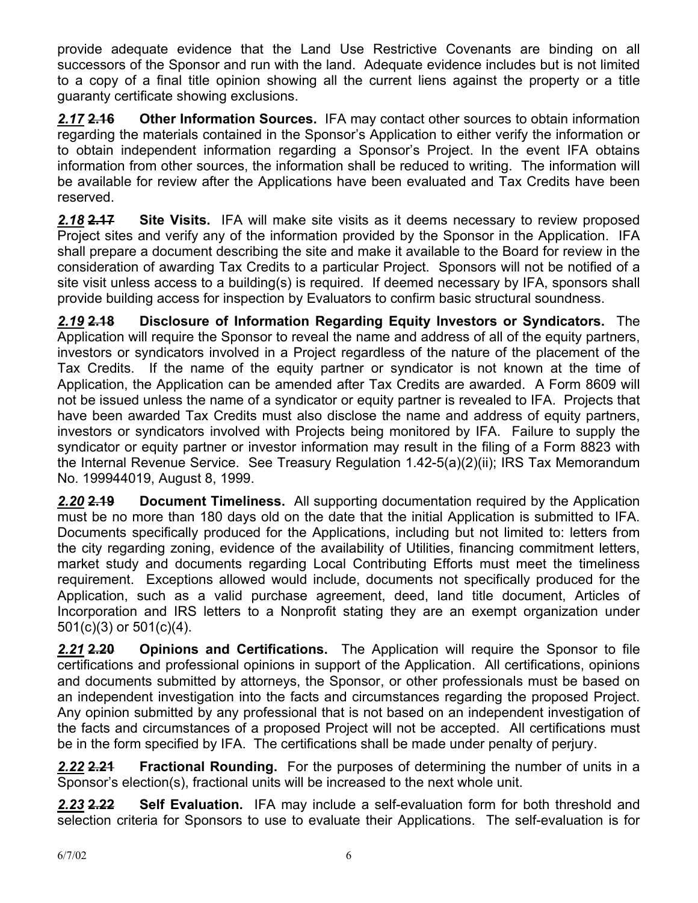provide adequate evidence that the Land Use Restrictive Covenants are binding on all successors of the Sponsor and run with the land. Adequate evidence includes but is not limited to a copy of a final title opinion showing all the current liens against the property or a title guaranty certificate showing exclusions.

***2.17*** ~~**2.16**~~ **Other Information Sources.** IFA may contact other sources to obtain information regarding the materials contained in the Sponsor's Application to either verify the information or to obtain independent information regarding a Sponsor's Project. In the event IFA obtains information from other sources, the information shall be reduced to writing. The information will be available for review after the Applications have been evaluated and Tax Credits have been reserved.

***2.18*** ~~**2.17**~~ **Site Visits.** IFA will make site visits as it deems necessary to review proposed Project sites and verify any of the information provided by the Sponsor in the Application. IFA shall prepare a document describing the site and make it available to the Board for review in the consideration of awarding Tax Credits to a particular Project. Sponsors will not be notified of a site visit unless access to a building(s) is required. If deemed necessary by IFA, sponsors shall provide building access for inspection by Evaluators to confirm basic structural soundness.

***2.19*** ~~**2.18**~~ **Disclosure of Information Regarding Equity Investors or Syndicators.** The Application will require the Sponsor to reveal the name and address of all of the equity partners, investors or syndicators involved in a Project regardless of the nature of the placement of the Tax Credits. If the name of the equity partner or syndicator is not known at the time of Application, the Application can be amended after Tax Credits are awarded. A Form 8609 will not be issued unless the name of a syndicator or equity partner is revealed to IFA. Projects that have been awarded Tax Credits must also disclose the name and address of equity partners, investors or syndicators involved with Projects being monitored by IFA. Failure to supply the syndicator or equity partner or investor information may result in the filing of a Form 8823 with the Internal Revenue Service. See Treasury Regulation 1.42-5(a)(2)(ii); IRS Tax Memorandum No. 199944019, August 8, 1999.

***2.20*** ~~**2.19**~~ **Document Timeliness.** All supporting documentation required by the Application must be no more than 180 days old on the date that the initial Application is submitted to IFA. Documents specifically produced for the Applications, including but not limited to: letters from the city regarding zoning, evidence of the availability of Utilities, financing commitment letters, market study and documents regarding Local Contributing Efforts must meet the timeliness requirement. Exceptions allowed would include, documents not specifically produced for the Application, such as a valid purchase agreement, deed, land title document, Articles of Incorporation and IRS letters to a Nonprofit stating they are an exempt organization under 501(c)(3) or 501(c)(4).

***2.21*** ~~**2.20**~~ **Opinions and Certifications.** The Application will require the Sponsor to file certifications and professional opinions in support of the Application. All certifications, opinions and documents submitted by attorneys, the Sponsor, or other professionals must be based on an independent investigation into the facts and circumstances regarding the proposed Project. Any opinion submitted by any professional that is not based on an independent investigation of the facts and circumstances of a proposed Project will not be accepted. All certifications must be in the form specified by IFA. The certifications shall be made under penalty of perjury.

***2.22*** ~~**2.21**~~ **Fractional Rounding.** For the purposes of determining the number of units in a Sponsor's election(s), fractional units will be increased to the next whole unit.

***2.23*** ~~**2.22**~~ **Self Evaluation.** IFA may include a self-evaluation form for both threshold and selection criteria for Sponsors to use to evaluate their Applications. The self-evaluation is for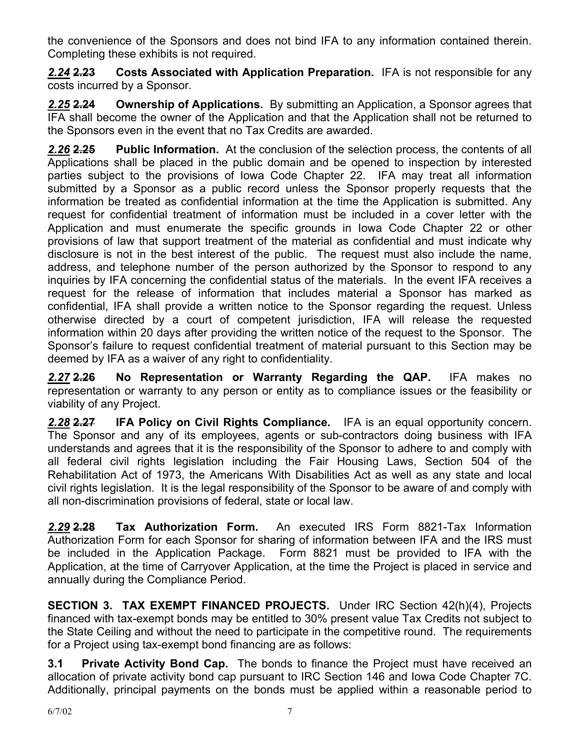the convenience of the Sponsors and does not bind IFA to any information contained therein. Completing these exhibits is not required.

***2.24*** ~~**2.23**~~ **Costs Associated with Application Preparation.** IFA is not responsible for any costs incurred by a Sponsor.

***2.25*** ~~**2.24**~~ **Ownership of Applications.** By submitting an Application, a Sponsor agrees that IFA shall become the owner of the Application and that the Application shall not be returned to the Sponsors even in the event that no Tax Credits are awarded.

***2.26*** ~~**2.25**~~ **Public Information.** At the conclusion of the selection process, the contents of all Applications shall be placed in the public domain and be opened to inspection by interested parties subject to the provisions of Iowa Code Chapter 22. IFA may treat all information submitted by a Sponsor as a public record unless the Sponsor properly requests that the information be treated as confidential information at the time the Application is submitted. Any request for confidential treatment of information must be included in a cover letter with the Application and must enumerate the specific grounds in Iowa Code Chapter 22 or other provisions of law that support treatment of the material as confidential and must indicate why disclosure is not in the best interest of the public. The request must also include the name, address, and telephone number of the person authorized by the Sponsor to respond to any inquiries by IFA concerning the confidential status of the materials. In the event IFA receives a request for the release of information that includes material a Sponsor has marked as confidential, IFA shall provide a written notice to the Sponsor regarding the request. Unless otherwise directed by a court of competent jurisdiction, IFA will release the requested information within 20 days after providing the written notice of the request to the Sponsor. The Sponsor's failure to request confidential treatment of material pursuant to this Section may be deemed by IFA as a waiver of any right to confidentiality.

***2.27*** ~~**2.26**~~ **No Representation or Warranty Regarding the QAP.** IFA makes no representation or warranty to any person or entity as to compliance issues or the feasibility or viability of any Project.

***2.28*** ~~**2.27**~~ **IFA Policy on Civil Rights Compliance.** IFA is an equal opportunity concern. The Sponsor and any of its employees, agents or sub-contractors doing business with IFA understands and agrees that it is the responsibility of the Sponsor to adhere to and comply with all federal civil rights legislation including the Fair Housing Laws, Section 504 of the Rehabilitation Act of 1973, the Americans With Disabilities Act as well as any state and local civil rights legislation. It is the legal responsibility of the Sponsor to be aware of and comply with all non-discrimination provisions of federal, state or local law.

***2.29*** ~~**2.28**~~ **Tax Authorization Form.** An executed IRS Form 8821-Tax Information Authorization Form for each Sponsor for sharing of information between IFA and the IRS must be included in the Application Package. Form 8821 must be provided to IFA with the Application, at the time of Carryover Application, at the time the Project is placed in service and annually during the Compliance Period.

**SECTION 3. TAX EXEMPT FINANCED PROJECTS.** Under IRC Section 42(h)(4), Projects financed with tax-exempt bonds may be entitled to 30% present value Tax Credits not subject to the State Ceiling and without the need to participate in the competitive round. The requirements for a Project using tax-exempt bond financing are as follows:

**3.1 Private Activity Bond Cap.** The bonds to finance the Project must have received an allocation of private activity bond cap pursuant to IRC Section 146 and Iowa Code Chapter 7C. Additionally, principal payments on the bonds must be applied within a reasonable period to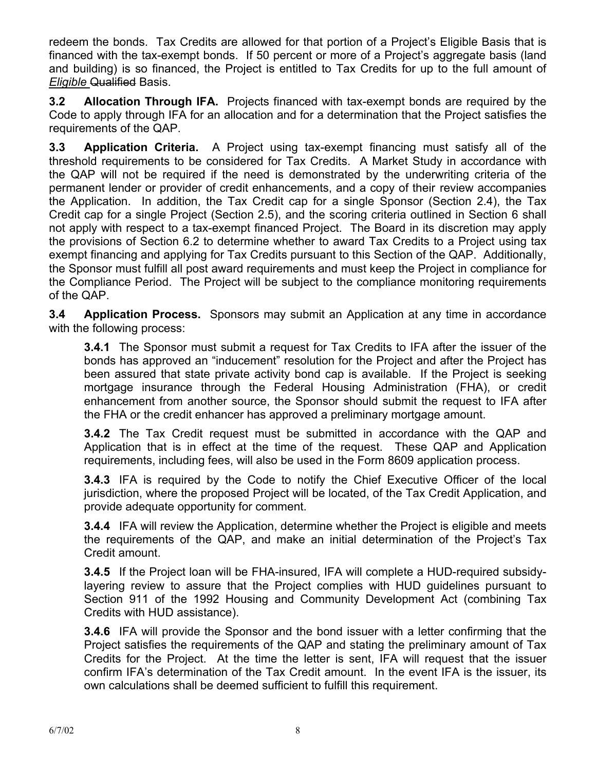redeem the bonds. Tax Credits are allowed for that portion of a Project's Eligible Basis that is financed with the tax-exempt bonds. If 50 percent or more of a Project's aggregate basis (land and building) is so financed, the Project is entitled to Tax Credits for up to the full amount of *Eligible* ~~Qualified~~ Basis.

**3.2 Allocation Through IFA.** Projects financed with tax-exempt bonds are required by the Code to apply through IFA for an allocation and for a determination that the Project satisfies the requirements of the QAP.

**3.3 Application Criteria.** A Project using tax-exempt financing must satisfy all of the threshold requirements to be considered for Tax Credits. A Market Study in accordance with the QAP will not be required if the need is demonstrated by the underwriting criteria of the permanent lender or provider of credit enhancements, and a copy of their review accompanies the Application. In addition, the Tax Credit cap for a single Sponsor (Section 2.4), the Tax Credit cap for a single Project (Section 2.5), and the scoring criteria outlined in Section 6 shall not apply with respect to a tax-exempt financed Project. The Board in its discretion may apply the provisions of Section 6.2 to determine whether to award Tax Credits to a Project using tax exempt financing and applying for Tax Credits pursuant to this Section of the QAP. Additionally, the Sponsor must fulfill all post award requirements and must keep the Project in compliance for the Compliance Period. The Project will be subject to the compliance monitoring requirements of the QAP.

**3.4 Application Process.** Sponsors may submit an Application at any time in accordance with the following process:

> **3.4.1** The Sponsor must submit a request for Tax Credits to IFA after the issuer of the bonds has approved an "inducement" resolution for the Project and after the Project has been assured that state private activity bond cap is available. If the Project is seeking mortgage insurance through the Federal Housing Administration (FHA), or credit enhancement from another source, the Sponsor should submit the request to IFA after the FHA or the credit enhancer has approved a preliminary mortgage amount.
>
> **3.4.2** The Tax Credit request must be submitted in accordance with the QAP and Application that is in effect at the time of the request. These QAP and Application requirements, including fees, will also be used in the Form 8609 application process.
>
> **3.4.3** IFA is required by the Code to notify the Chief Executive Officer of the local jurisdiction, where the proposed Project will be located, of the Tax Credit Application, and provide adequate opportunity for comment.
>
> **3.4.4** IFA will review the Application, determine whether the Project is eligible and meets the requirements of the QAP, and make an initial determination of the Project's Tax Credit amount.
>
> **3.4.5** If the Project loan will be FHA-insured, IFA will complete a HUD-required subsidy-layering review to assure that the Project complies with HUD guidelines pursuant to Section 911 of the 1992 Housing and Community Development Act (combining Tax Credits with HUD assistance).
>
> **3.4.6** IFA will provide the Sponsor and the bond issuer with a letter confirming that the Project satisfies the requirements of the QAP and stating the preliminary amount of Tax Credits for the Project. At the time the letter is sent, IFA will request that the issuer confirm IFA's determination of the Tax Credit amount. In the event IFA is the issuer, its own calculations shall be deemed sufficient to fulfill this requirement.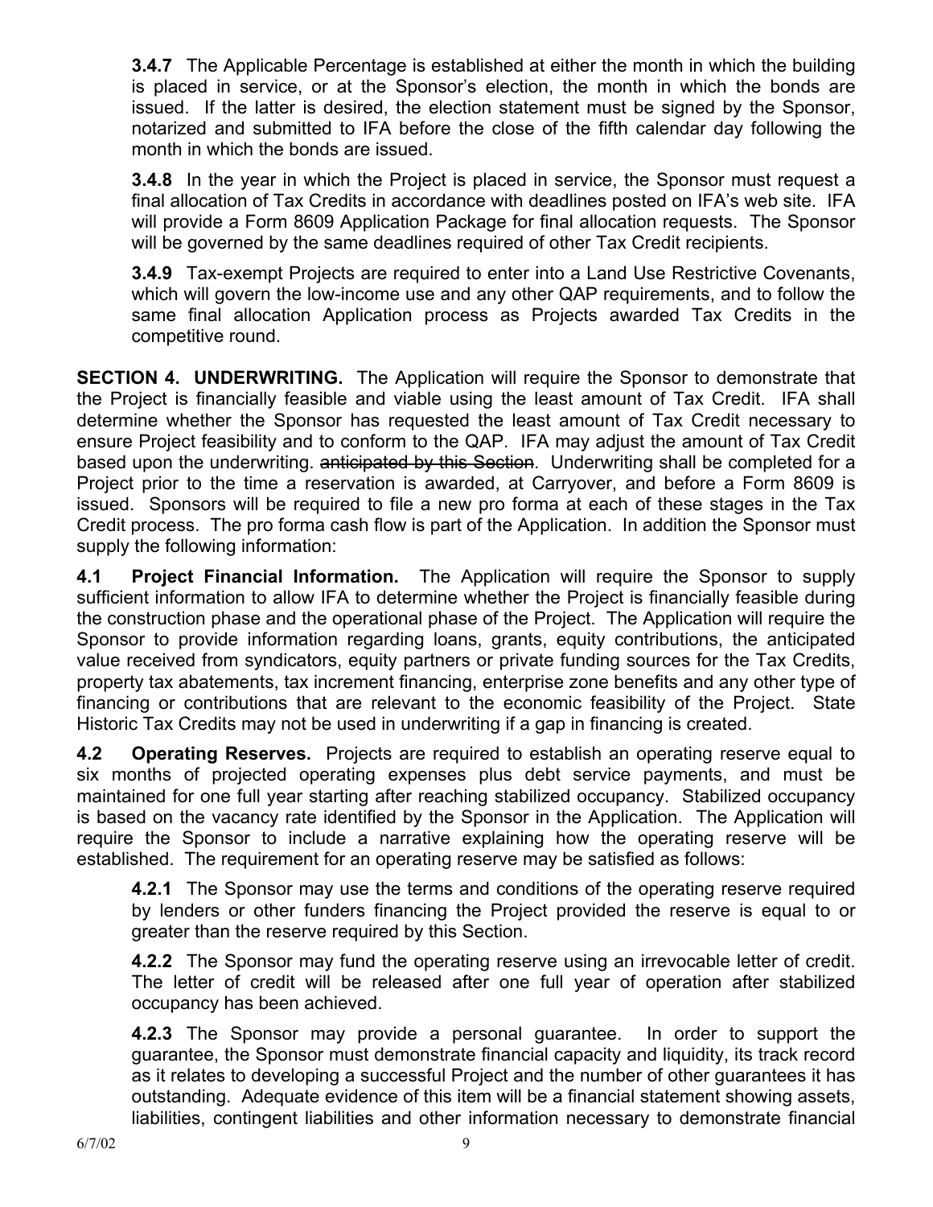**3.4.7** The Applicable Percentage is established at either the month in which the building is placed in service, or at the Sponsor's election, the month in which the bonds are issued. If the latter is desired, the election statement must be signed by the Sponsor, notarized and submitted to IFA before the close of the fifth calendar day following the month in which the bonds are issued.

**3.4.8** In the year in which the Project is placed in service, the Sponsor must request a final allocation of Tax Credits in accordance with deadlines posted on IFA's web site. IFA will provide a Form 8609 Application Package for final allocation requests. The Sponsor will be governed by the same deadlines required of other Tax Credit recipients.

**3.4.9** Tax-exempt Projects are required to enter into a Land Use Restrictive Covenants, which will govern the low-income use and any other QAP requirements, and to follow the same final allocation Application process as Projects awarded Tax Credits in the competitive round.

**SECTION 4. UNDERWRITING.** The Application will require the Sponsor to demonstrate that the Project is financially feasible and viable using the least amount of Tax Credit. IFA shall determine whether the Sponsor has requested the least amount of Tax Credit necessary to ensure Project feasibility and to conform to the QAP. IFA may adjust the amount of Tax Credit based upon the underwriting. ~~anticipated by this Section~~. Underwriting shall be completed for a Project prior to the time a reservation is awarded, at Carryover, and before a Form 8609 is issued. Sponsors will be required to file a new pro forma at each of these stages in the Tax Credit process. The pro forma cash flow is part of the Application. In addition the Sponsor must supply the following information:

**4.1 Project Financial Information.** The Application will require the Sponsor to supply sufficient information to allow IFA to determine whether the Project is financially feasible during the construction phase and the operational phase of the Project. The Application will require the Sponsor to provide information regarding loans, grants, equity contributions, the anticipated value received from syndicators, equity partners or private funding sources for the Tax Credits, property tax abatements, tax increment financing, enterprise zone benefits and any other type of financing or contributions that are relevant to the economic feasibility of the Project. State Historic Tax Credits may not be used in underwriting if a gap in financing is created.

**4.2 Operating Reserves.** Projects are required to establish an operating reserve equal to six months of projected operating expenses plus debt service payments, and must be maintained for one full year starting after reaching stabilized occupancy. Stabilized occupancy is based on the vacancy rate identified by the Sponsor in the Application. The Application will require the Sponsor to include a narrative explaining how the operating reserve will be established. The requirement for an operating reserve may be satisfied as follows:

**4.2.1** The Sponsor may use the terms and conditions of the operating reserve required by lenders or other funders financing the Project provided the reserve is equal to or greater than the reserve required by this Section.

**4.2.2** The Sponsor may fund the operating reserve using an irrevocable letter of credit. The letter of credit will be released after one full year of operation after stabilized occupancy has been achieved.

**4.2.3** The Sponsor may provide a personal guarantee. In order to support the guarantee, the Sponsor must demonstrate financial capacity and liquidity, its track record as it relates to developing a successful Project and the number of other guarantees it has outstanding. Adequate evidence of this item will be a financial statement showing assets, liabilities, contingent liabilities and other information necessary to demonstrate financial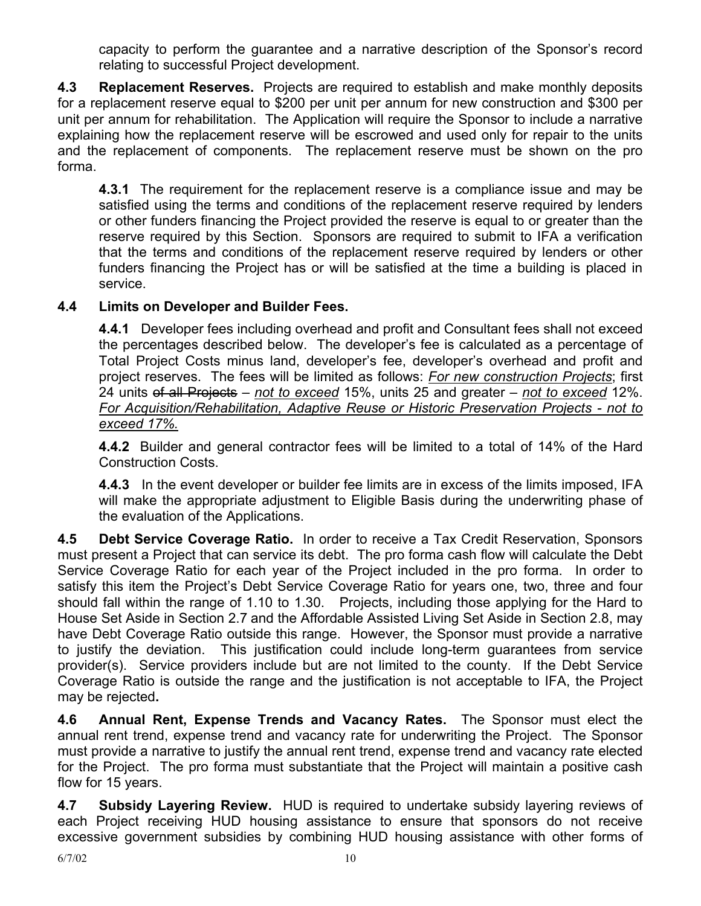capacity to perform the guarantee and a narrative description of the Sponsor's record relating to successful Project development.

**4.3 Replacement Reserves.** Projects are required to establish and make monthly deposits for a replacement reserve equal to $200 per unit per annum for new construction and $300 per unit per annum for rehabilitation. The Application will require the Sponsor to include a narrative explaining how the replacement reserve will be escrowed and used only for repair to the units and the replacement of components. The replacement reserve must be shown on the pro forma.

**4.3.1** The requirement for the replacement reserve is a compliance issue and may be satisfied using the terms and conditions of the replacement reserve required by lenders or other funders financing the Project provided the reserve is equal to or greater than the reserve required by this Section. Sponsors are required to submit to IFA a verification that the terms and conditions of the replacement reserve required by lenders or other funders financing the Project has or will be satisfied at the time a building is placed in service.

**4.4 Limits on Developer and Builder Fees.**

**4.4.1** Developer fees including overhead and profit and Consultant fees shall not exceed the percentages described below. The developer's fee is calculated as a percentage of Total Project Costs minus land, developer's fee, developer's overhead and profit and project reserves. The fees will be limited as follows: <u>*For new construction Projects*</u>; first 24 units ~~of all Projects~~ – <u>*not to exceed*</u> 15%, units 25 and greater – <u>*not to exceed*</u> 12%. <u>*For Acquisition/Rehabilitation, Adaptive Reuse or Historic Preservation Projects - not to exceed 17%.*</u>

**4.4.2** Builder and general contractor fees will be limited to a total of 14% of the Hard Construction Costs.

**4.4.3** In the event developer or builder fee limits are in excess of the limits imposed, IFA will make the appropriate adjustment to Eligible Basis during the underwriting phase of the evaluation of the Applications.

**4.5 Debt Service Coverage Ratio.** In order to receive a Tax Credit Reservation, Sponsors must present a Project that can service its debt. The pro forma cash flow will calculate the Debt Service Coverage Ratio for each year of the Project included in the pro forma. In order to satisfy this item the Project's Debt Service Coverage Ratio for years one, two, three and four should fall within the range of 1.10 to 1.30. Projects, including those applying for the Hard to House Set Aside in Section 2.7 and the Affordable Assisted Living Set Aside in Section 2.8, may have Debt Coverage Ratio outside this range. However, the Sponsor must provide a narrative to justify the deviation. This justification could include long-term guarantees from service provider(s). Service providers include but are not limited to the county. If the Debt Service Coverage Ratio is outside the range and the justification is not acceptable to IFA, the Project may be rejected**.**

**4.6 Annual Rent, Expense Trends and Vacancy Rates.** The Sponsor must elect the annual rent trend, expense trend and vacancy rate for underwriting the Project. The Sponsor must provide a narrative to justify the annual rent trend, expense trend and vacancy rate elected for the Project. The pro forma must substantiate that the Project will maintain a positive cash flow for 15 years.

**4.7 Subsidy Layering Review.** HUD is required to undertake subsidy layering reviews of each Project receiving HUD housing assistance to ensure that sponsors do not receive excessive government subsidies by combining HUD housing assistance with other forms of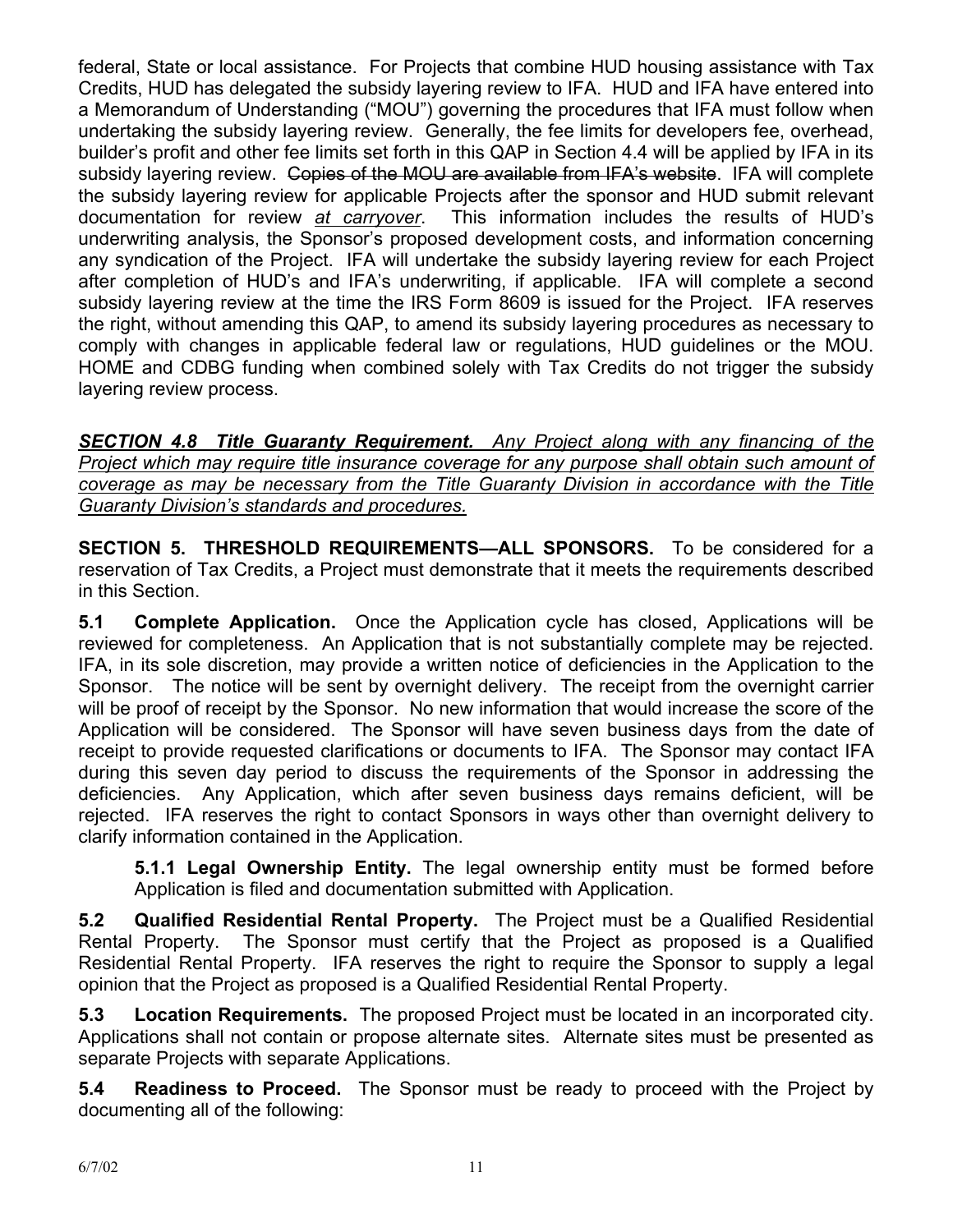federal, State or local assistance. For Projects that combine HUD housing assistance with Tax Credits, HUD has delegated the subsidy layering review to IFA. HUD and IFA have entered into a Memorandum of Understanding ("MOU") governing the procedures that IFA must follow when undertaking the subsidy layering review. Generally, the fee limits for developers fee, overhead, builder's profit and other fee limits set forth in this QAP in Section 4.4 will be applied by IFA in its subsidy layering review. ~~Copies of the MOU are available from IFA's website~~. IFA will complete the subsidy layering review for applicable Projects after the sponsor and HUD submit relevant documentation for review *at carryover*. This information includes the results of HUD's underwriting analysis, the Sponsor's proposed development costs, and information concerning any syndication of the Project. IFA will undertake the subsidy layering review for each Project after completion of HUD's and IFA's underwriting, if applicable. IFA will complete a second subsidy layering review at the time the IRS Form 8609 is issued for the Project. IFA reserves the right, without amending this QAP, to amend its subsidy layering procedures as necessary to comply with changes in applicable federal law or regulations, HUD guidelines or the MOU. HOME and CDBG funding when combined solely with Tax Credits do not trigger the subsidy layering review process.

***SECTION 4.8 Title Guaranty Requirement.*** *Any Project along with any financing of the Project which may require title insurance coverage for any purpose shall obtain such amount of coverage as may be necessary from the Title Guaranty Division in accordance with the Title Guaranty Division's standards and procedures.*

**SECTION 5. THRESHOLD REQUIREMENTS—ALL SPONSORS.** To be considered for a reservation of Tax Credits, a Project must demonstrate that it meets the requirements described in this Section.

**5.1 Complete Application.** Once the Application cycle has closed, Applications will be reviewed for completeness. An Application that is not substantially complete may be rejected. IFA, in its sole discretion, may provide a written notice of deficiencies in the Application to the Sponsor. The notice will be sent by overnight delivery. The receipt from the overnight carrier will be proof of receipt by the Sponsor. No new information that would increase the score of the Application will be considered. The Sponsor will have seven business days from the date of receipt to provide requested clarifications or documents to IFA. The Sponsor may contact IFA during this seven day period to discuss the requirements of the Sponsor in addressing the deficiencies. Any Application, which after seven business days remains deficient, will be rejected. IFA reserves the right to contact Sponsors in ways other than overnight delivery to clarify information contained in the Application.

**5.1.1 Legal Ownership Entity.** The legal ownership entity must be formed before Application is filed and documentation submitted with Application.

**5.2 Qualified Residential Rental Property.** The Project must be a Qualified Residential Rental Property. The Sponsor must certify that the Project as proposed is a Qualified Residential Rental Property. IFA reserves the right to require the Sponsor to supply a legal opinion that the Project as proposed is a Qualified Residential Rental Property.

**5.3 Location Requirements.** The proposed Project must be located in an incorporated city. Applications shall not contain or propose alternate sites. Alternate sites must be presented as separate Projects with separate Applications.

**5.4 Readiness to Proceed.** The Sponsor must be ready to proceed with the Project by documenting all of the following: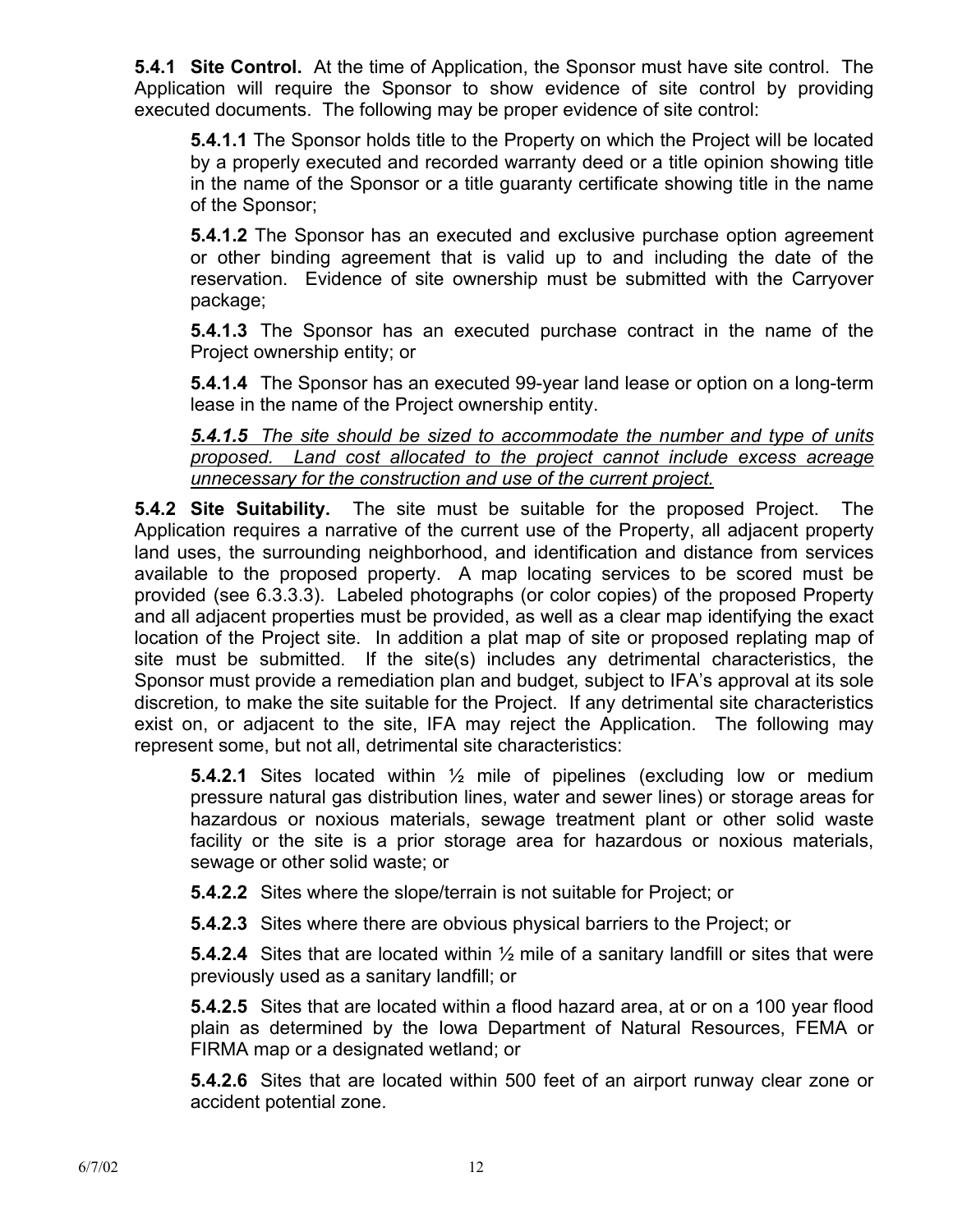**5.4.1 Site Control.** At the time of Application, the Sponsor must have site control. The Application will require the Sponsor to show evidence of site control by providing executed documents. The following may be proper evidence of site control:

**5.4.1.1** The Sponsor holds title to the Property on which the Project will be located by a properly executed and recorded warranty deed or a title opinion showing title in the name of the Sponsor or a title guaranty certificate showing title in the name of the Sponsor;

**5.4.1.2** The Sponsor has an executed and exclusive purchase option agreement or other binding agreement that is valid up to and including the date of the reservation. Evidence of site ownership must be submitted with the Carryover package;

**5.4.1.3** The Sponsor has an executed purchase contract in the name of the Project ownership entity; or

**5.4.1.4** The Sponsor has an executed 99-year land lease or option on a long-term lease in the name of the Project ownership entity.

***<u>5.4.1.5</u>*** *<u>The site should be sized to accommodate the number and type of units proposed. Land cost allocated to the project cannot include excess acreage unnecessary for the construction and use of the current project.</u>*

**5.4.2 Site Suitability.** The site must be suitable for the proposed Project. The Application requires a narrative of the current use of the Property, all adjacent property land uses, the surrounding neighborhood, and identification and distance from services available to the proposed property. A map locating services to be scored must be provided (see 6.3.3.3). Labeled photographs (or color copies) of the proposed Property and all adjacent properties must be provided, as well as a clear map identifying the exact location of the Project site. In addition a plat map of site or proposed replating map of site must be submitted. If the site(s) includes any detrimental characteristics, the Sponsor must provide a remediation plan and budget*,* subject to IFA's approval at its sole discretion*,* to make the site suitable for the Project. If any detrimental site characteristics exist on, or adjacent to the site, IFA may reject the Application. The following may represent some, but not all, detrimental site characteristics:

**5.4.2.1** Sites located within ½ mile of pipelines (excluding low or medium pressure natural gas distribution lines, water and sewer lines) or storage areas for hazardous or noxious materials, sewage treatment plant or other solid waste facility or the site is a prior storage area for hazardous or noxious materials, sewage or other solid waste; or

**5.4.2.2** Sites where the slope/terrain is not suitable for Project; or

**5.4.2.3** Sites where there are obvious physical barriers to the Project; or

**5.4.2.4** Sites that are located within ½ mile of a sanitary landfill or sites that were previously used as a sanitary landfill; or

**5.4.2.5** Sites that are located within a flood hazard area, at or on a 100 year flood plain as determined by the Iowa Department of Natural Resources, FEMA or FIRMA map or a designated wetland; or

**5.4.2.6** Sites that are located within 500 feet of an airport runway clear zone or accident potential zone.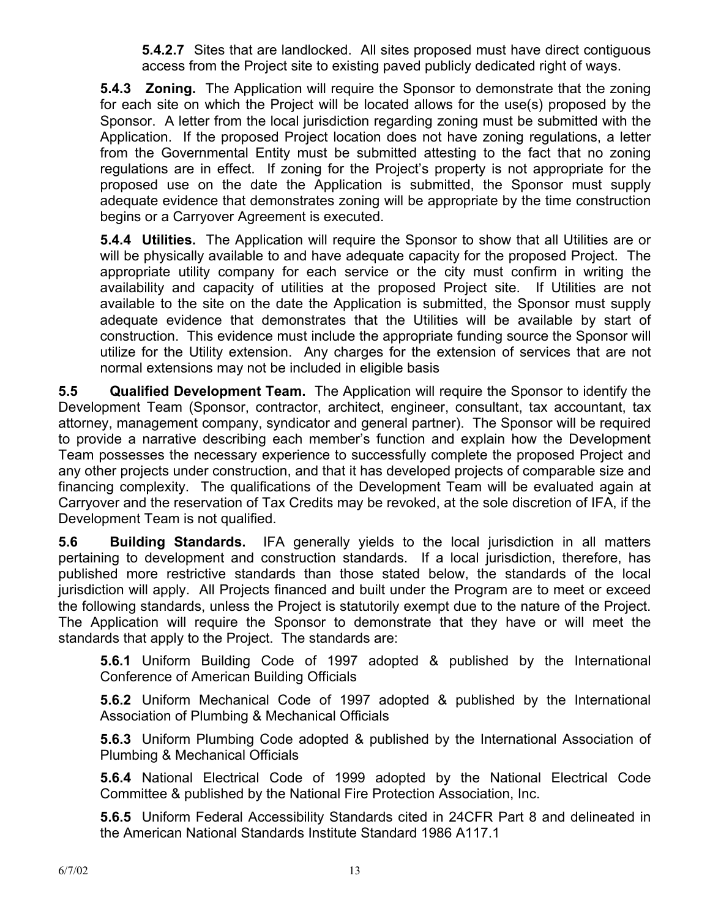**5.4.2.7** Sites that are landlocked. All sites proposed must have direct contiguous access from the Project site to existing paved publicly dedicated right of ways.

**5.4.3 Zoning.** The Application will require the Sponsor to demonstrate that the zoning for each site on which the Project will be located allows for the use(s) proposed by the Sponsor. A letter from the local jurisdiction regarding zoning must be submitted with the Application. If the proposed Project location does not have zoning regulations, a letter from the Governmental Entity must be submitted attesting to the fact that no zoning regulations are in effect. If zoning for the Project's property is not appropriate for the proposed use on the date the Application is submitted, the Sponsor must supply adequate evidence that demonstrates zoning will be appropriate by the time construction begins or a Carryover Agreement is executed.

**5.4.4 Utilities.** The Application will require the Sponsor to show that all Utilities are or will be physically available to and have adequate capacity for the proposed Project. The appropriate utility company for each service or the city must confirm in writing the availability and capacity of utilities at the proposed Project site. If Utilities are not available to the site on the date the Application is submitted, the Sponsor must supply adequate evidence that demonstrates that the Utilities will be available by start of construction. This evidence must include the appropriate funding source the Sponsor will utilize for the Utility extension. Any charges for the extension of services that are not normal extensions may not be included in eligible basis

**5.5 Qualified Development Team.** The Application will require the Sponsor to identify the Development Team (Sponsor, contractor, architect, engineer, consultant, tax accountant, tax attorney, management company, syndicator and general partner). The Sponsor will be required to provide a narrative describing each member's function and explain how the Development Team possesses the necessary experience to successfully complete the proposed Project and any other projects under construction, and that it has developed projects of comparable size and financing complexity. The qualifications of the Development Team will be evaluated again at Carryover and the reservation of Tax Credits may be revoked, at the sole discretion of IFA, if the Development Team is not qualified.

**5.6 Building Standards.** IFA generally yields to the local jurisdiction in all matters pertaining to development and construction standards. If a local jurisdiction, therefore, has published more restrictive standards than those stated below, the standards of the local jurisdiction will apply. All Projects financed and built under the Program are to meet or exceed the following standards, unless the Project is statutorily exempt due to the nature of the Project. The Application will require the Sponsor to demonstrate that they have or will meet the standards that apply to the Project. The standards are:

**5.6.1** Uniform Building Code of 1997 adopted & published by the International Conference of American Building Officials

**5.6.2** Uniform Mechanical Code of 1997 adopted & published by the International Association of Plumbing & Mechanical Officials

**5.6.3** Uniform Plumbing Code adopted & published by the International Association of Plumbing & Mechanical Officials

**5.6.4** National Electrical Code of 1999 adopted by the National Electrical Code Committee & published by the National Fire Protection Association, Inc.

**5.6.5** Uniform Federal Accessibility Standards cited in 24CFR Part 8 and delineated in the American National Standards Institute Standard 1986 A117.1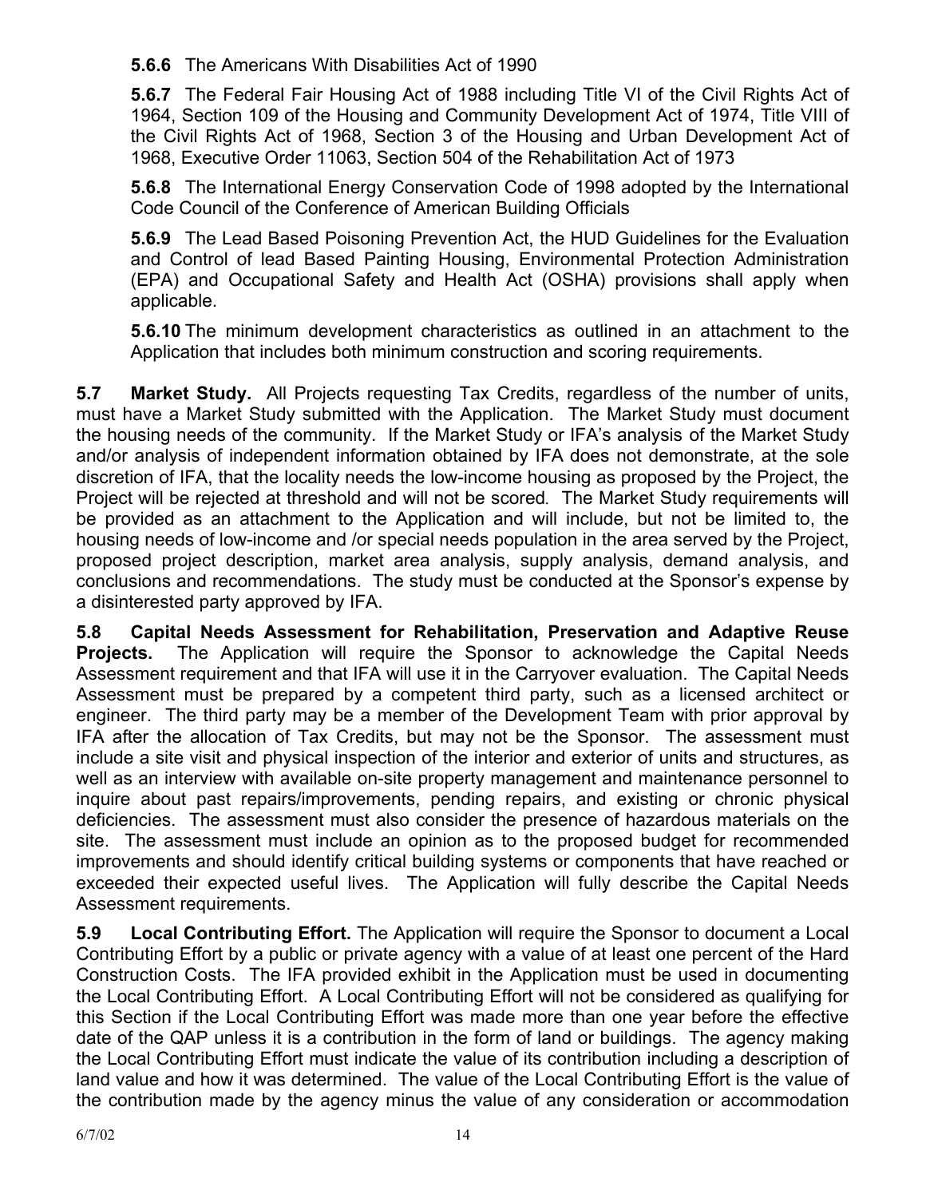**5.6.6** The Americans With Disabilities Act of 1990

**5.6.7** The Federal Fair Housing Act of 1988 including Title VI of the Civil Rights Act of 1964, Section 109 of the Housing and Community Development Act of 1974, Title VIII of the Civil Rights Act of 1968, Section 3 of the Housing and Urban Development Act of 1968, Executive Order 11063, Section 504 of the Rehabilitation Act of 1973

**5.6.8** The International Energy Conservation Code of 1998 adopted by the International Code Council of the Conference of American Building Officials

**5.6.9** The Lead Based Poisoning Prevention Act, the HUD Guidelines for the Evaluation and Control of lead Based Painting Housing, Environmental Protection Administration (EPA) and Occupational Safety and Health Act (OSHA) provisions shall apply when applicable.

**5.6.10** The minimum development characteristics as outlined in an attachment to the Application that includes both minimum construction and scoring requirements.

**5.7 Market Study.** All Projects requesting Tax Credits, regardless of the number of units, must have a Market Study submitted with the Application. The Market Study must document the housing needs of the community. If the Market Study or IFA's analysis of the Market Study and/or analysis of independent information obtained by IFA does not demonstrate, at the sole discretion of IFA, that the locality needs the low-income housing as proposed by the Project, the Project will be rejected at threshold and will not be scored. The Market Study requirements will be provided as an attachment to the Application and will include, but not be limited to, the housing needs of low-income and /or special needs population in the area served by the Project, proposed project description, market area analysis, supply analysis, demand analysis, and conclusions and recommendations. The study must be conducted at the Sponsor's expense by a disinterested party approved by IFA.

**5.8 Capital Needs Assessment for Rehabilitation, Preservation and Adaptive Reuse Projects.** The Application will require the Sponsor to acknowledge the Capital Needs Assessment requirement and that IFA will use it in the Carryover evaluation. The Capital Needs Assessment must be prepared by a competent third party, such as a licensed architect or engineer. The third party may be a member of the Development Team with prior approval by IFA after the allocation of Tax Credits, but may not be the Sponsor. The assessment must include a site visit and physical inspection of the interior and exterior of units and structures, as well as an interview with available on-site property management and maintenance personnel to inquire about past repairs/improvements, pending repairs, and existing or chronic physical deficiencies. The assessment must also consider the presence of hazardous materials on the site. The assessment must include an opinion as to the proposed budget for recommended improvements and should identify critical building systems or components that have reached or exceeded their expected useful lives. The Application will fully describe the Capital Needs Assessment requirements.

**5.9 Local Contributing Effort.** The Application will require the Sponsor to document a Local Contributing Effort by a public or private agency with a value of at least one percent of the Hard Construction Costs. The IFA provided exhibit in the Application must be used in documenting the Local Contributing Effort. A Local Contributing Effort will not be considered as qualifying for this Section if the Local Contributing Effort was made more than one year before the effective date of the QAP unless it is a contribution in the form of land or buildings. The agency making the Local Contributing Effort must indicate the value of its contribution including a description of land value and how it was determined. The value of the Local Contributing Effort is the value of the contribution made by the agency minus the value of any consideration or accommodation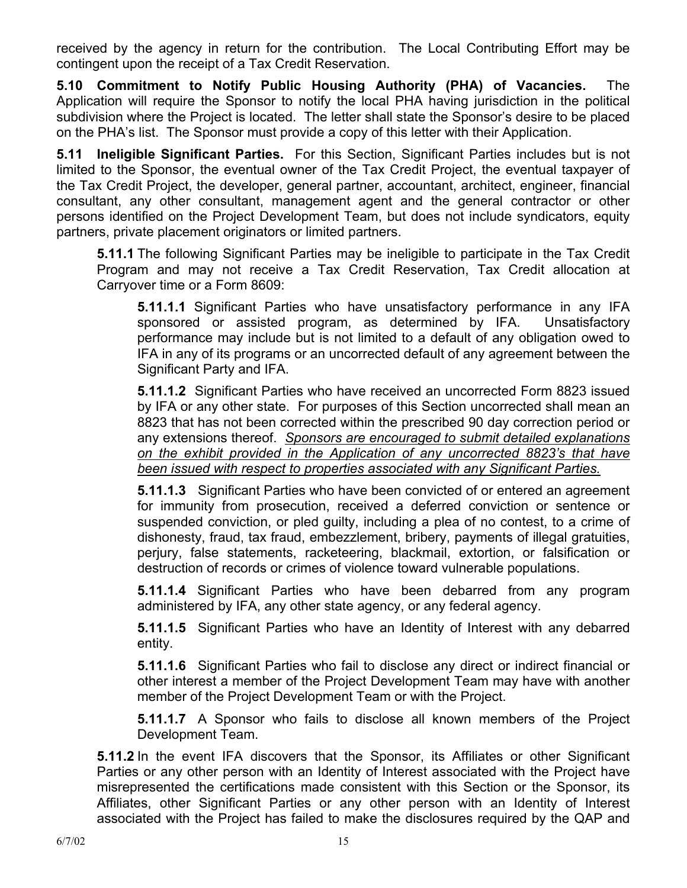received by the agency in return for the contribution. The Local Contributing Effort may be contingent upon the receipt of a Tax Credit Reservation.

**5.10 Commitment to Notify Public Housing Authority (PHA) of Vacancies.** The Application will require the Sponsor to notify the local PHA having jurisdiction in the political subdivision where the Project is located. The letter shall state the Sponsor's desire to be placed on the PHA's list. The Sponsor must provide a copy of this letter with their Application.

**5.11 Ineligible Significant Parties.** For this Section, Significant Parties includes but is not limited to the Sponsor, the eventual owner of the Tax Credit Project, the eventual taxpayer of the Tax Credit Project, the developer, general partner, accountant, architect, engineer, financial consultant, any other consultant, management agent and the general contractor or other persons identified on the Project Development Team, but does not include syndicators, equity partners, private placement originators or limited partners.

**5.11.1** The following Significant Parties may be ineligible to participate in the Tax Credit Program and may not receive a Tax Credit Reservation, Tax Credit allocation at Carryover time or a Form 8609:

**5.11.1.1** Significant Parties who have unsatisfactory performance in any IFA sponsored or assisted program, as determined by IFA. Unsatisfactory performance may include but is not limited to a default of any obligation owed to IFA in any of its programs or an uncorrected default of any agreement between the Significant Party and IFA.

**5.11.1.2** Significant Parties who have received an uncorrected Form 8823 issued by IFA or any other state. For purposes of this Section uncorrected shall mean an 8823 that has not been corrected within the prescribed 90 day correction period or any extensions thereof. <u>*Sponsors are encouraged to submit detailed explanations on the exhibit provided in the Application of any uncorrected 8823's that have been issued with respect to properties associated with any Significant Parties.*</u>

**5.11.1.3** Significant Parties who have been convicted of or entered an agreement for immunity from prosecution, received a deferred conviction or sentence or suspended conviction, or pled guilty, including a plea of no contest, to a crime of dishonesty, fraud, tax fraud, embezzlement, bribery, payments of illegal gratuities, perjury, false statements, racketeering, blackmail, extortion, or falsification or destruction of records or crimes of violence toward vulnerable populations.

**5.11.1.4** Significant Parties who have been debarred from any program administered by IFA, any other state agency, or any federal agency.

**5.11.1.5** Significant Parties who have an Identity of Interest with any debarred entity.

**5.11.1.6** Significant Parties who fail to disclose any direct or indirect financial or other interest a member of the Project Development Team may have with another member of the Project Development Team or with the Project.

**5.11.1.7** A Sponsor who fails to disclose all known members of the Project Development Team.

**5.11.2** In the event IFA discovers that the Sponsor, its Affiliates or other Significant Parties or any other person with an Identity of Interest associated with the Project have misrepresented the certifications made consistent with this Section or the Sponsor, its Affiliates, other Significant Parties or any other person with an Identity of Interest associated with the Project has failed to make the disclosures required by the QAP and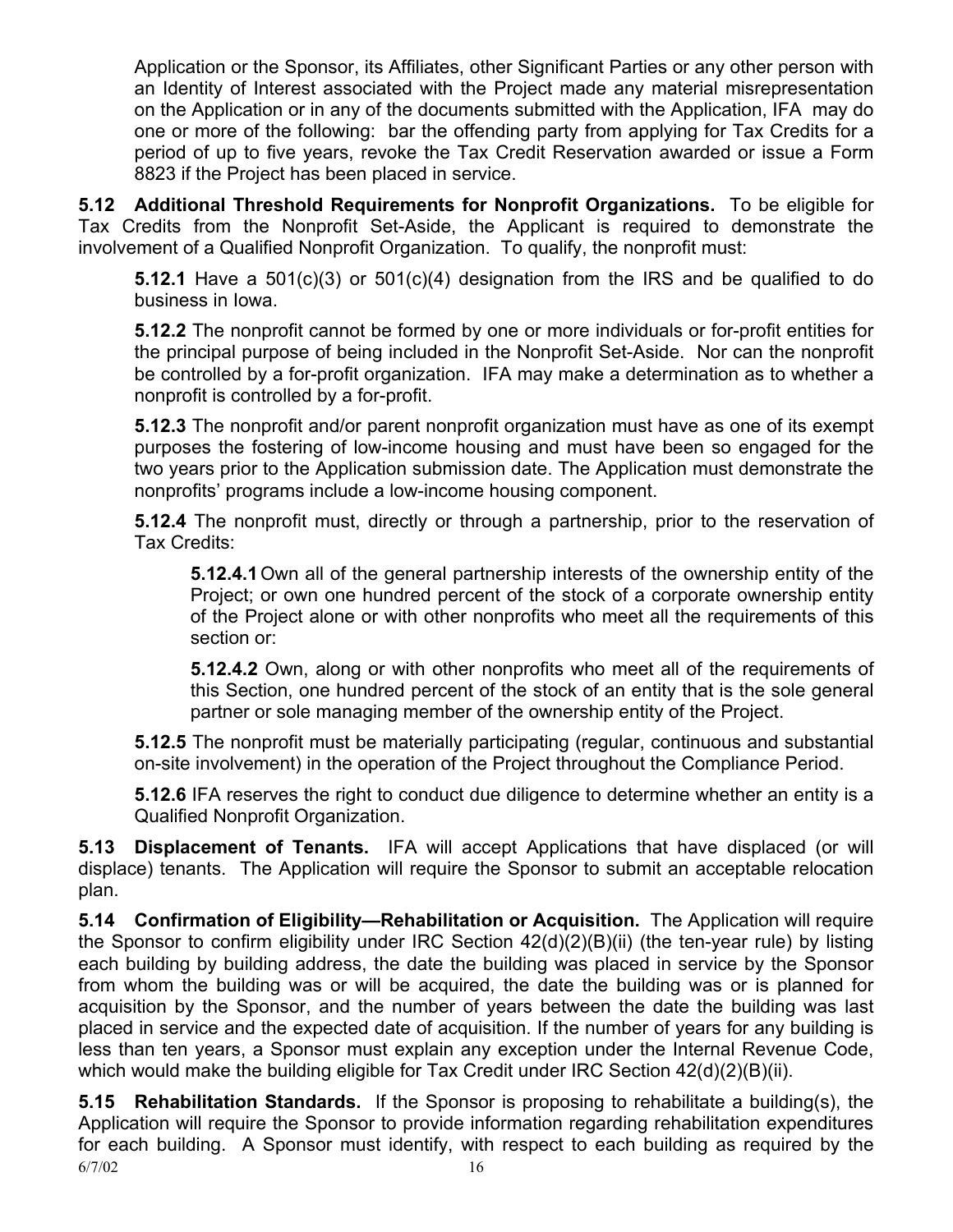Application or the Sponsor, its Affiliates, other Significant Parties or any other person with an Identity of Interest associated with the Project made any material misrepresentation on the Application or in any of the documents submitted with the Application, IFA may do one or more of the following: bar the offending party from applying for Tax Credits for a period of up to five years, revoke the Tax Credit Reservation awarded or issue a Form 8823 if the Project has been placed in service.

**5.12 Additional Threshold Requirements for Nonprofit Organizations.** To be eligible for Tax Credits from the Nonprofit Set-Aside, the Applicant is required to demonstrate the involvement of a Qualified Nonprofit Organization. To qualify, the nonprofit must:

**5.12.1** Have a 501(c)(3) or 501(c)(4) designation from the IRS and be qualified to do business in Iowa.

**5.12.2** The nonprofit cannot be formed by one or more individuals or for-profit entities for the principal purpose of being included in the Nonprofit Set-Aside. Nor can the nonprofit be controlled by a for-profit organization. IFA may make a determination as to whether a nonprofit is controlled by a for-profit.

**5.12.3** The nonprofit and/or parent nonprofit organization must have as one of its exempt purposes the fostering of low-income housing and must have been so engaged for the two years prior to the Application submission date. The Application must demonstrate the nonprofits' programs include a low-income housing component.

**5.12.4** The nonprofit must, directly or through a partnership, prior to the reservation of Tax Credits:

**5.12.4.1** Own all of the general partnership interests of the ownership entity of the Project; or own one hundred percent of the stock of a corporate ownership entity of the Project alone or with other nonprofits who meet all the requirements of this section or:

**5.12.4.2** Own, along or with other nonprofits who meet all of the requirements of this Section, one hundred percent of the stock of an entity that is the sole general partner or sole managing member of the ownership entity of the Project.

**5.12.5** The nonprofit must be materially participating (regular, continuous and substantial on-site involvement) in the operation of the Project throughout the Compliance Period.

**5.12.6** IFA reserves the right to conduct due diligence to determine whether an entity is a Qualified Nonprofit Organization.

**5.13 Displacement of Tenants.** IFA will accept Applications that have displaced (or will displace) tenants. The Application will require the Sponsor to submit an acceptable relocation plan.

**5.14 Confirmation of Eligibility—Rehabilitation or Acquisition.** The Application will require the Sponsor to confirm eligibility under IRC Section 42(d)(2)(B)(ii) (the ten-year rule) by listing each building by building address, the date the building was placed in service by the Sponsor from whom the building was or will be acquired, the date the building was or is planned for acquisition by the Sponsor, and the number of years between the date the building was last placed in service and the expected date of acquisition. If the number of years for any building is less than ten years, a Sponsor must explain any exception under the Internal Revenue Code, which would make the building eligible for Tax Credit under IRC Section 42(d)(2)(B)(ii).

**5.15 Rehabilitation Standards.** If the Sponsor is proposing to rehabilitate a building(s), the Application will require the Sponsor to provide information regarding rehabilitation expenditures for each building. A Sponsor must identify, with respect to each building as required by the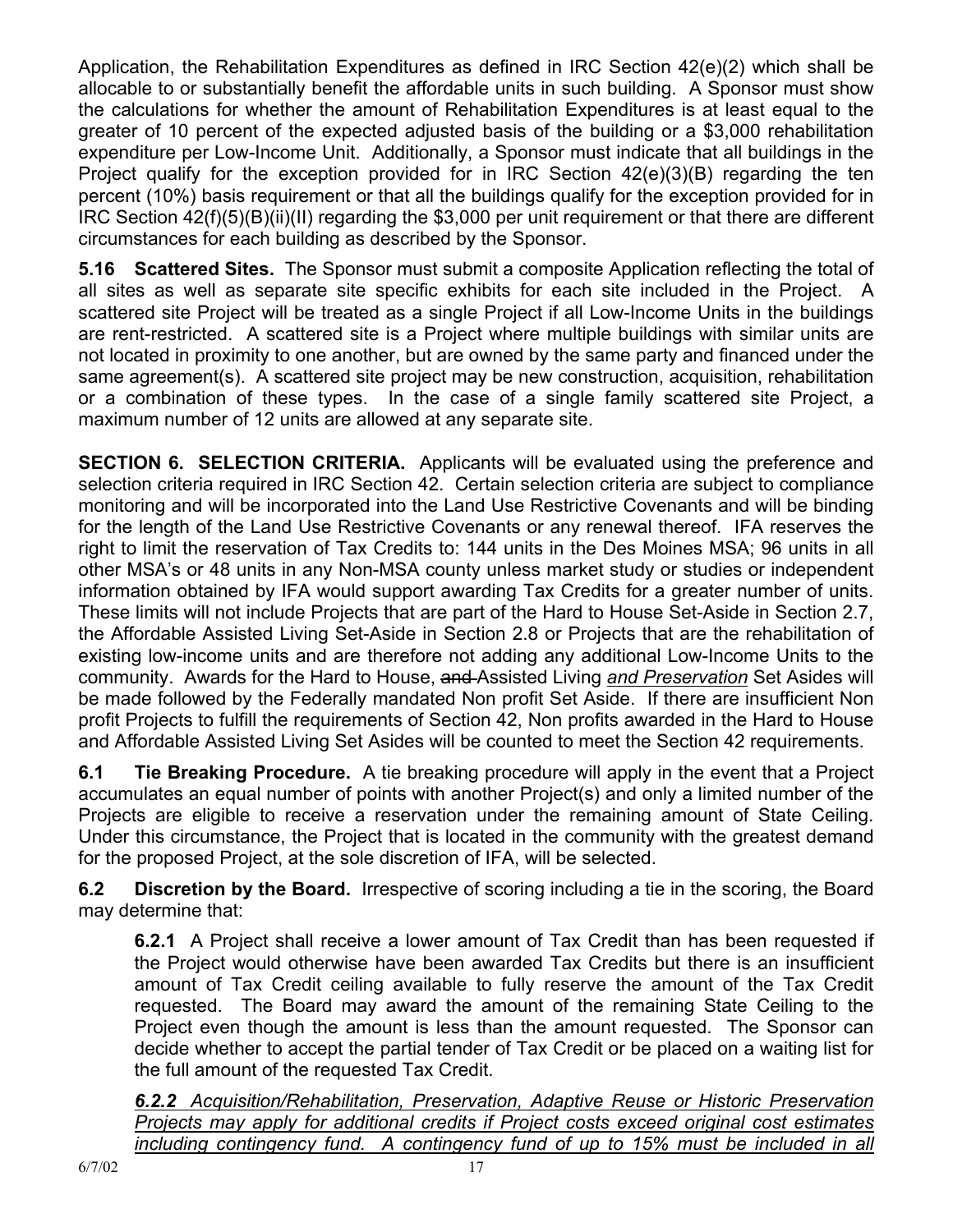Application, the Rehabilitation Expenditures as defined in IRC Section 42(e)(2) which shall be allocable to or substantially benefit the affordable units in such building. A Sponsor must show the calculations for whether the amount of Rehabilitation Expenditures is at least equal to the greater of 10 percent of the expected adjusted basis of the building or a $3,000 rehabilitation expenditure per Low-Income Unit. Additionally, a Sponsor must indicate that all buildings in the Project qualify for the exception provided for in IRC Section 42(e)(3)(B) regarding the ten percent (10%) basis requirement or that all the buildings qualify for the exception provided for in IRC Section 42(f)(5)(B)(ii)(II) regarding the $3,000 per unit requirement or that there are different circumstances for each building as described by the Sponsor.

**5.16 Scattered Sites.** The Sponsor must submit a composite Application reflecting the total of all sites as well as separate site specific exhibits for each site included in the Project. A scattered site Project will be treated as a single Project if all Low-Income Units in the buildings are rent-restricted. A scattered site is a Project where multiple buildings with similar units are not located in proximity to one another, but are owned by the same party and financed under the same agreement(s). A scattered site project may be new construction, acquisition, rehabilitation or a combination of these types. In the case of a single family scattered site Project, a maximum number of 12 units are allowed at any separate site.

**SECTION 6. SELECTION CRITERIA.** Applicants will be evaluated using the preference and selection criteria required in IRC Section 42. Certain selection criteria are subject to compliance monitoring and will be incorporated into the Land Use Restrictive Covenants and will be binding for the length of the Land Use Restrictive Covenants or any renewal thereof. IFA reserves the right to limit the reservation of Tax Credits to: 144 units in the Des Moines MSA; 96 units in all other MSA's or 48 units in any Non-MSA county unless market study or studies or independent information obtained by IFA would support awarding Tax Credits for a greater number of units. These limits will not include Projects that are part of the Hard to House Set-Aside in Section 2.7, the Affordable Assisted Living Set-Aside in Section 2.8 or Projects that are the rehabilitation of existing low-income units and are therefore not adding any additional Low-Income Units to the community. Awards for the Hard to House, ~~and~~ Assisted Living *and Preservation* Set Asides will be made followed by the Federally mandated Non profit Set Aside. If there are insufficient Non profit Projects to fulfill the requirements of Section 42, Non profits awarded in the Hard to House and Affordable Assisted Living Set Asides will be counted to meet the Section 42 requirements.

**6.1 Tie Breaking Procedure.** A tie breaking procedure will apply in the event that a Project accumulates an equal number of points with another Project(s) and only a limited number of the Projects are eligible to receive a reservation under the remaining amount of State Ceiling. Under this circumstance, the Project that is located in the community with the greatest demand for the proposed Project, at the sole discretion of IFA, will be selected.

**6.2 Discretion by the Board.** Irrespective of scoring including a tie in the scoring, the Board may determine that:

**6.2.1** A Project shall receive a lower amount of Tax Credit than has been requested if the Project would otherwise have been awarded Tax Credits but there is an insufficient amount of Tax Credit ceiling available to fully reserve the amount of the Tax Credit requested. The Board may award the amount of the remaining State Ceiling to the Project even though the amount is less than the amount requested. The Sponsor can decide whether to accept the partial tender of Tax Credit or be placed on a waiting list for the full amount of the requested Tax Credit.

***6.2.2*** *Acquisition/Rehabilitation, Preservation, Adaptive Reuse or Historic Preservation Projects may apply for additional credits if Project costs exceed original cost estimates including contingency fund. A contingency fund of up to 15% must be included in all*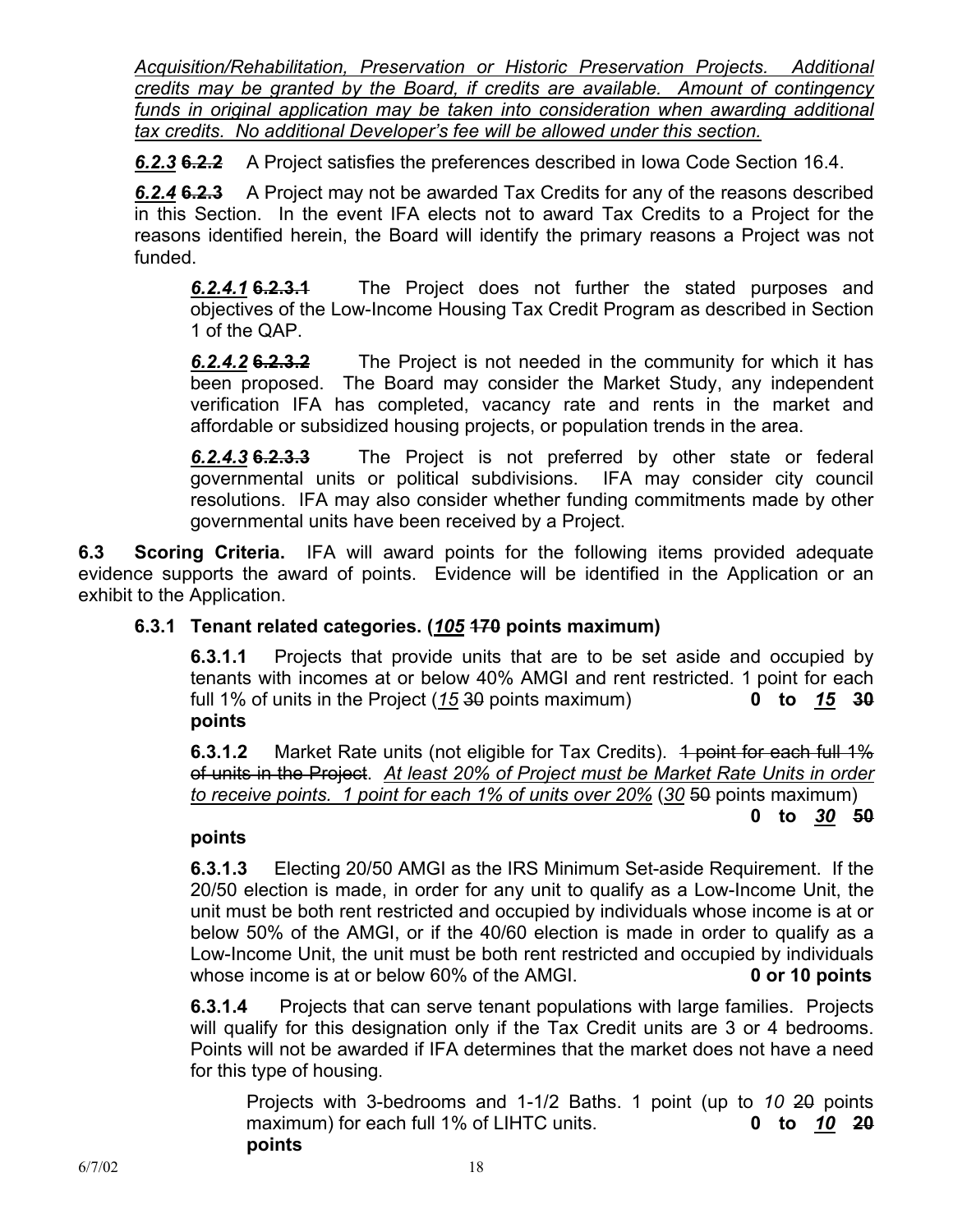*Acquisition/Rehabilitation, Preservation or Historic Preservation Projects. Additional credits may be granted by the Board, if credits are available. Amount of contingency funds in original application may be taken into consideration when awarding additional tax credits. No additional Developer's fee will be allowed under this section.*

***6.2.3*** ~~**6.2.2**~~ A Project satisfies the preferences described in Iowa Code Section 16.4.

***6.2.4*** ~~**6.2.3**~~ A Project may not be awarded Tax Credits for any of the reasons described in this Section. In the event IFA elects not to award Tax Credits to a Project for the reasons identified herein, the Board will identify the primary reasons a Project was not funded.

***6.2.4.1*** ~~**6.2.3.1**~~ The Project does not further the stated purposes and objectives of the Low-Income Housing Tax Credit Program as described in Section 1 of the QAP.

***6.2.4.2*** ~~**6.2.3.2**~~ The Project is not needed in the community for which it has been proposed. The Board may consider the Market Study, any independent verification IFA has completed, vacancy rate and rents in the market and affordable or subsidized housing projects, or population trends in the area.

***6.2.4.3*** ~~**6.2.3.3**~~ The Project is not preferred by other state or federal governmental units or political subdivisions. IFA may consider city council resolutions. IFA may also consider whether funding commitments made by other governmental units have been received by a Project.

**6.3 Scoring Criteria.** IFA will award points for the following items provided adequate evidence supports the award of points. Evidence will be identified in the Application or an exhibit to the Application.

**6.3.1 Tenant related categories. (*105* ~~170~~ points maximum)**

**6.3.1.1** Projects that provide units that are to be set aside and occupied by tenants with incomes at or below 40% AMGI and rent restricted. 1 point for each full 1% of units in the Project (*15* ~~30~~ points maximum) **0 to *15* ~~30~~ points**

**6.3.1.2** Market Rate units (not eligible for Tax Credits). ~~1 point for each full 1% of units in the Project~~. *At least 20% of Project must be Market Rate Units in order to receive points. 1 point for each 1% of units over 20%* (*30* ~~50~~ points maximum) **0 to *30* ~~50~~ points**

**6.3.1.3** Electing 20/50 AMGI as the IRS Minimum Set-aside Requirement. If the 20/50 election is made, in order for any unit to qualify as a Low-Income Unit, the unit must be both rent restricted and occupied by individuals whose income is at or below 50% of the AMGI, or if the 40/60 election is made in order to qualify as a Low-Income Unit, the unit must be both rent restricted and occupied by individuals whose income is at or below 60% of the AMGI. **0 or 10 points**

**6.3.1.4** Projects that can serve tenant populations with large families. Projects will qualify for this designation only if the Tax Credit units are 3 or 4 bedrooms. Points will not be awarded if IFA determines that the market does not have a need for this type of housing.

Projects with 3-bedrooms and 1-1/2 Baths. 1 point (up to *10* ~~20~~ points maximum) for each full 1% of LIHTC units. **0 to *10* ~~20~~ points**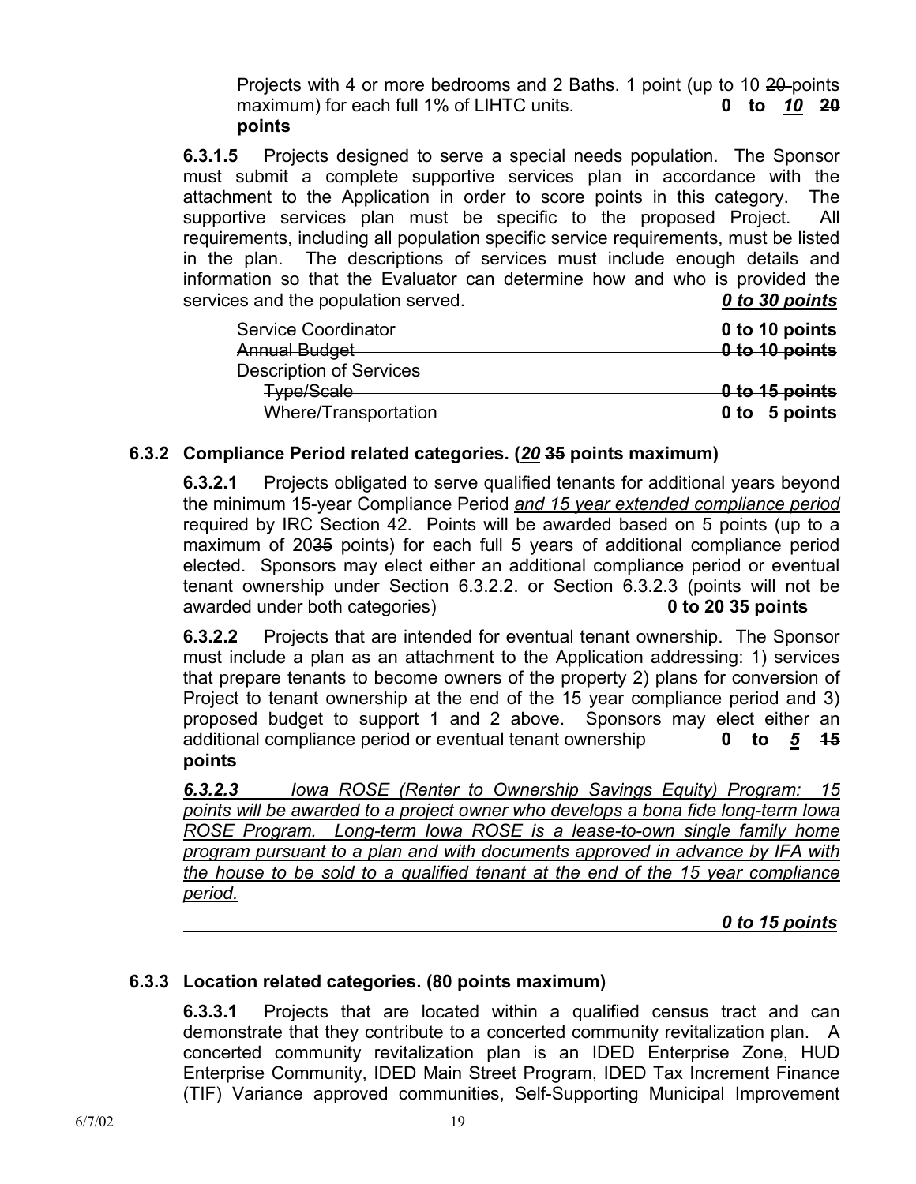Projects with 4 or more bedrooms and 2 Baths. 1 point (up to 10 ~~20~~ points maximum) for each full 1% of LIHTC units. **0 to *<u>10</u>* ~~20~~ points**

**6.3.1.5** Projects designed to serve a special needs population. The Sponsor must submit a complete supportive services plan in accordance with the attachment to the Application in order to score points in this category. The supportive services plan must be specific to the proposed Project. All requirements, including all population specific service requirements, must be listed in the plan. The descriptions of services must include enough details and information so that the Evaluator can determine how and who is provided the services and the population served. ***<u>0 to 30 points</u>***

~~Service Coordinator~~ ~~**0 to 10 points**~~
~~Annual Budget~~ ~~**0 to 10 points**~~
~~Description of Services~~
~~Type/Scale~~ ~~**0 to 15 points**~~
~~Where/Transportation~~ ~~**0 to 5 points**~~

### 6.3.2 Compliance Period related categories. (*<u>20</u>* ~~35~~ points maximum)

**6.3.2.1** Projects obligated to serve qualified tenants for additional years beyond the minimum 15-year Compliance Period *<u>and 15 year extended compliance period</u>* required by IRC Section 42. Points will be awarded based on 5 points (up to a maximum of 20~~35~~ points) for each full 5 years of additional compliance period elected. Sponsors may elect either an additional compliance period or eventual tenant ownership under Section 6.3.2.2. or Section 6.3.2.3 (points will not be awarded under both categories) **0 to 20 ~~35~~ points**

**6.3.2.2** Projects that are intended for eventual tenant ownership. The Sponsor must include a plan as an attachment to the Application addressing: 1) services that prepare tenants to become owners of the property 2) plans for conversion of Project to tenant ownership at the end of the 15 year compliance period and 3) proposed budget to support 1 and 2 above. Sponsors may elect either an additional compliance period or eventual tenant ownership **0 to *<u>5</u>* ~~15~~ points**

***<u>6.3.2.3</u>*** *<u>Iowa ROSE (Renter to Ownership Savings Equity) Program: 15 points will be awarded to a project owner who develops a bona fide long-term Iowa ROSE Program. Long-term Iowa ROSE is a lease-to-own single family home program pursuant to a plan and with documents approved in advance by IFA with the house to be sold to a qualified tenant at the end of the 15 year compliance period.</u>*

***<u>0 to 15 points</u>***

### 6.3.3 Location related categories. (80 points maximum)

**6.3.3.1** Projects that are located within a qualified census tract and can demonstrate that they contribute to a concerted community revitalization plan. A concerted community revitalization plan is an IDED Enterprise Zone, HUD Enterprise Community, IDED Main Street Program, IDED Tax Increment Finance (TIF) Variance approved communities, Self-Supporting Municipal Improvement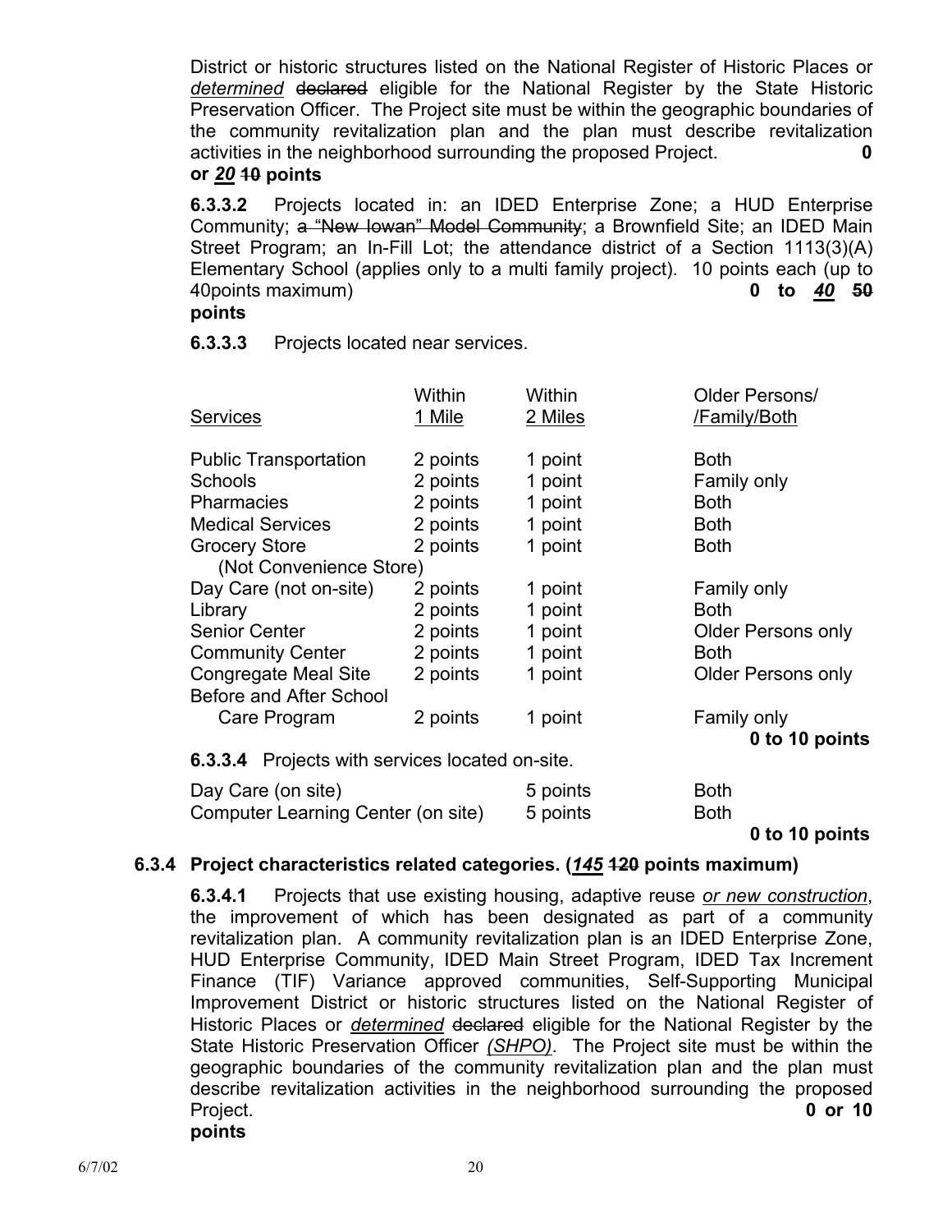District or historic structures listed on the National Register of Historic Places or ***determined*** ~~declared~~ eligible for the National Register by the State Historic Preservation Officer. The Project site must be within the geographic boundaries of the community revitalization plan and the plan must describe revitalization activities in the neighborhood surrounding the proposed Project. **0 or *20* ~~10~~ points**

**6.3.3.2** Projects located in: an IDED Enterprise Zone; a HUD Enterprise Community; ~~a "New Iowan" Model Community~~; a Brownfield Site; an IDED Main Street Program; an In-Fill Lot; the attendance district of a Section 1113(3)(A) Elementary School (applies only to a multi family project). 10 points each (up to 40points maximum) **0 to *40* ~~50~~ points**

**6.3.3.3** Projects located near services.

| Services | Within 1 Mile | Within 2 Miles | Older Persons/ /Family/Both |
|---|---|---|---|
| Public Transportation | 2 points | 1 point | Both |
| Schools | 2 points | 1 point | Family only |
| Pharmacies | 2 points | 1 point | Both |
| Medical Services | 2 points | 1 point | Both |
| Grocery Store (Not Convenience Store) | 2 points | 1 point | Both |
| Day Care (not on-site) | 2 points | 1 point | Family only |
| Library | 2 points | 1 point | Both |
| Senior Center | 2 points | 1 point | Older Persons only |
| Community Center | 2 points | 1 point | Both |
| Congregate Meal Site | 2 points | 1 point | Older Persons only |
| Before and After School Care Program | 2 points | 1 point | Family only |

**0 to 10 points**

**6.3.3.4** Projects with services located on-site.

| | | |
|---|---|---|
| Day Care (on site) | 5 points | Both |
| Computer Learning Center (on site) | 5 points | Both |

**0 to 10 points**

### 6.3.4 Project characteristics related categories. (*145* ~~120~~ points maximum)

**6.3.4.1** Projects that use existing housing, adaptive reuse ***or new construction***, the improvement of which has been designated as part of a community revitalization plan. A community revitalization plan is an IDED Enterprise Zone, HUD Enterprise Community, IDED Main Street Program, IDED Tax Increment Finance (TIF) Variance approved communities, Self-Supporting Municipal Improvement District or historic structures listed on the National Register of Historic Places or ***determined*** ~~declared~~ eligible for the National Register by the State Historic Preservation Officer ***(SHPO)***. The Project site must be within the geographic boundaries of the community revitalization plan and the plan must describe revitalization activities in the neighborhood surrounding the proposed Project. **0 or 10 points**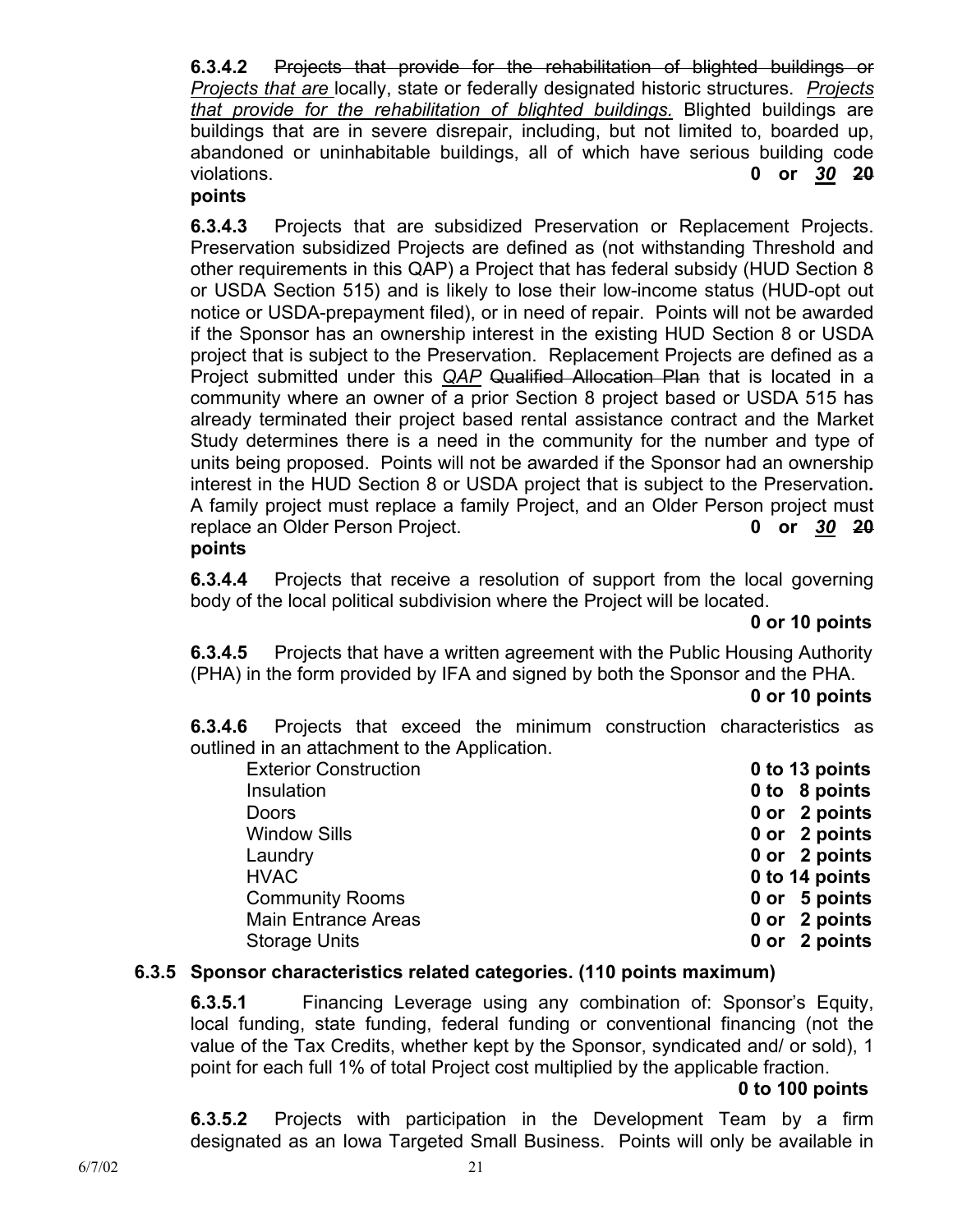**6.3.4.2** ~~Projects that provide for the rehabilitation of blighted buildings or~~ *Projects that are* locally, state or federally designated historic structures. *Projects that provide for the rehabilitation of blighted buildings.* Blighted buildings are buildings that are in severe disrepair, including, but not limited to, boarded up, abandoned or uninhabitable buildings, all of which have serious building code violations. **0 or *30* ~~20~~ points**

**6.3.4.3** Projects that are subsidized Preservation or Replacement Projects. Preservation subsidized Projects are defined as (not withstanding Threshold and other requirements in this QAP) a Project that has federal subsidy (HUD Section 8 or USDA Section 515) and is likely to lose their low-income status (HUD-opt out notice or USDA-prepayment filed), or in need of repair. Points will not be awarded if the Sponsor has an ownership interest in the existing HUD Section 8 or USDA project that is subject to the Preservation. Replacement Projects are defined as a Project submitted under this *QAP* ~~Qualified Allocation Plan~~ that is located in a community where an owner of a prior Section 8 project based or USDA 515 has already terminated their project based rental assistance contract and the Market Study determines there is a need in the community for the number and type of units being proposed. Points will not be awarded if the Sponsor had an ownership interest in the HUD Section 8 or USDA project that is subject to the Preservation**.** A family project must replace a family Project, and an Older Person project must replace an Older Person Project. **0 or *30* ~~20~~ points**

**6.3.4.4** Projects that receive a resolution of support from the local governing body of the local political subdivision where the Project will be located.

**0 or 10 points**

**6.3.4.5** Projects that have a written agreement with the Public Housing Authority (PHA) in the form provided by IFA and signed by both the Sponsor and the PHA.

**0 or 10 points**

**6.3.4.6** Projects that exceed the minimum construction characteristics as outlined in an attachment to the Application.

| | |
|---|---|
| Exterior Construction | **0 to 13 points** |
| Insulation | **0 to 8 points** |
| Doors | **0 or 2 points** |
| Window Sills | **0 or 2 points** |
| Laundry | **0 or 2 points** |
| HVAC | **0 to 14 points** |
| Community Rooms | **0 or 5 points** |
| Main Entrance Areas | **0 or 2 points** |
| Storage Units | **0 or 2 points** |

### 6.3.5 Sponsor characteristics related categories. (110 points maximum)

**6.3.5.1** Financing Leverage using any combination of: Sponsor's Equity, local funding, state funding, federal funding or conventional financing (not the value of the Tax Credits, whether kept by the Sponsor, syndicated and/ or sold), 1 point for each full 1% of total Project cost multiplied by the applicable fraction.

**0 to 100 points**

**6.3.5.2** Projects with participation in the Development Team by a firm designated as an Iowa Targeted Small Business. Points will only be available in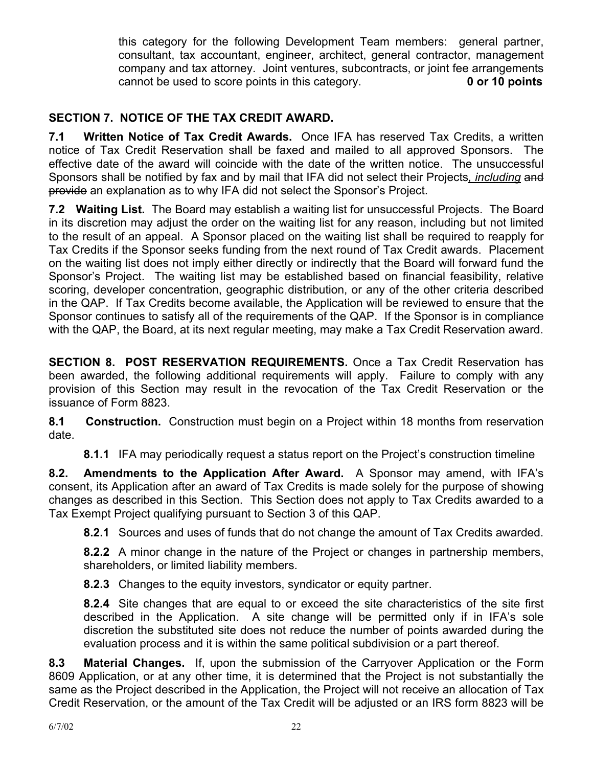this category for the following Development Team members: general partner, consultant, tax accountant, engineer, architect, general contractor, management company and tax attorney. Joint ventures, subcontracts, or joint fee arrangements cannot be used to score points in this category. **0 or 10 points**

## SECTION 7. NOTICE OF THE TAX CREDIT AWARD.

**7.1 Written Notice of Tax Credit Awards.** Once IFA has reserved Tax Credits, a written notice of Tax Credit Reservation shall be faxed and mailed to all approved Sponsors. The effective date of the award will coincide with the date of the written notice. The unsuccessful Sponsors shall be notified by fax and by mail that IFA did not select their Projects*, including* ~~and provide~~ an explanation as to why IFA did not select the Sponsor's Project.

**7.2 Waiting List.** The Board may establish a waiting list for unsuccessful Projects. The Board in its discretion may adjust the order on the waiting list for any reason, including but not limited to the result of an appeal. A Sponsor placed on the waiting list shall be required to reapply for Tax Credits if the Sponsor seeks funding from the next round of Tax Credit awards. Placement on the waiting list does not imply either directly or indirectly that the Board will forward fund the Sponsor's Project. The waiting list may be established based on financial feasibility, relative scoring, developer concentration, geographic distribution, or any of the other criteria described in the QAP. If Tax Credits become available, the Application will be reviewed to ensure that the Sponsor continues to satisfy all of the requirements of the QAP. If the Sponsor is in compliance with the QAP, the Board, at its next regular meeting, may make a Tax Credit Reservation award.

**SECTION 8. POST RESERVATION REQUIREMENTS.** Once a Tax Credit Reservation has been awarded, the following additional requirements will apply. Failure to comply with any provision of this Section may result in the revocation of the Tax Credit Reservation or the issuance of Form 8823.

**8.1 Construction.** Construction must begin on a Project within 18 months from reservation date.

**8.1.1** IFA may periodically request a status report on the Project's construction timeline

**8.2. Amendments to the Application After Award.** A Sponsor may amend, with IFA's consent, its Application after an award of Tax Credits is made solely for the purpose of showing changes as described in this Section. This Section does not apply to Tax Credits awarded to a Tax Exempt Project qualifying pursuant to Section 3 of this QAP.

**8.2.1** Sources and uses of funds that do not change the amount of Tax Credits awarded.

**8.2.2** A minor change in the nature of the Project or changes in partnership members, shareholders, or limited liability members.

**8.2.3** Changes to the equity investors, syndicator or equity partner.

**8.2.4** Site changes that are equal to or exceed the site characteristics of the site first described in the Application. A site change will be permitted only if in IFA's sole discretion the substituted site does not reduce the number of points awarded during the evaluation process and it is within the same political subdivision or a part thereof.

**8.3 Material Changes.** If, upon the submission of the Carryover Application or the Form 8609 Application, or at any other time, it is determined that the Project is not substantially the same as the Project described in the Application, the Project will not receive an allocation of Tax Credit Reservation, or the amount of the Tax Credit will be adjusted or an IRS form 8823 will be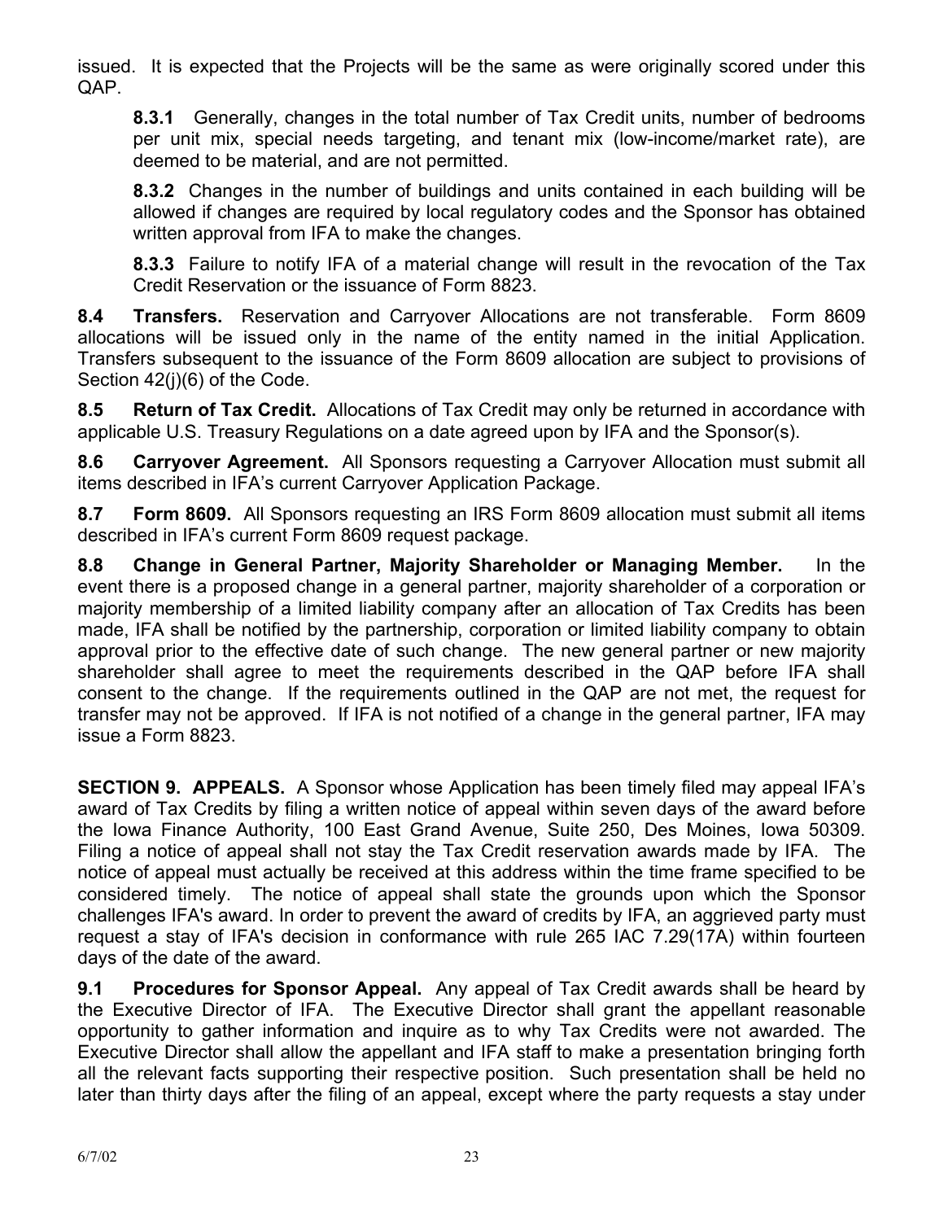issued. It is expected that the Projects will be the same as were originally scored under this QAP.

**8.3.1** Generally, changes in the total number of Tax Credit units, number of bedrooms per unit mix, special needs targeting, and tenant mix (low-income/market rate), are deemed to be material, and are not permitted.

**8.3.2** Changes in the number of buildings and units contained in each building will be allowed if changes are required by local regulatory codes and the Sponsor has obtained written approval from IFA to make the changes.

**8.3.3** Failure to notify IFA of a material change will result in the revocation of the Tax Credit Reservation or the issuance of Form 8823.

**8.4 Transfers.** Reservation and Carryover Allocations are not transferable. Form 8609 allocations will be issued only in the name of the entity named in the initial Application. Transfers subsequent to the issuance of the Form 8609 allocation are subject to provisions of Section 42(j)(6) of the Code.

**8.5 Return of Tax Credit.** Allocations of Tax Credit may only be returned in accordance with applicable U.S. Treasury Regulations on a date agreed upon by IFA and the Sponsor(s).

**8.6 Carryover Agreement.** All Sponsors requesting a Carryover Allocation must submit all items described in IFA's current Carryover Application Package.

**8.7 Form 8609.** All Sponsors requesting an IRS Form 8609 allocation must submit all items described in IFA's current Form 8609 request package.

**8.8 Change in General Partner, Majority Shareholder or Managing Member.** In the event there is a proposed change in a general partner, majority shareholder of a corporation or majority membership of a limited liability company after an allocation of Tax Credits has been made, IFA shall be notified by the partnership, corporation or limited liability company to obtain approval prior to the effective date of such change. The new general partner or new majority shareholder shall agree to meet the requirements described in the QAP before IFA shall consent to the change. If the requirements outlined in the QAP are not met, the request for transfer may not be approved. If IFA is not notified of a change in the general partner, IFA may issue a Form 8823.

**SECTION 9. APPEALS.** A Sponsor whose Application has been timely filed may appeal IFA's award of Tax Credits by filing a written notice of appeal within seven days of the award before the Iowa Finance Authority, 100 East Grand Avenue, Suite 250, Des Moines, Iowa 50309. Filing a notice of appeal shall not stay the Tax Credit reservation awards made by IFA. The notice of appeal must actually be received at this address within the time frame specified to be considered timely. The notice of appeal shall state the grounds upon which the Sponsor challenges IFA's award. In order to prevent the award of credits by IFA, an aggrieved party must request a stay of IFA's decision in conformance with rule 265 IAC 7.29(17A) within fourteen days of the date of the award.

**9.1 Procedures for Sponsor Appeal.** Any appeal of Tax Credit awards shall be heard by the Executive Director of IFA. The Executive Director shall grant the appellant reasonable opportunity to gather information and inquire as to why Tax Credits were not awarded. The Executive Director shall allow the appellant and IFA staff to make a presentation bringing forth all the relevant facts supporting their respective position. Such presentation shall be held no later than thirty days after the filing of an appeal, except where the party requests a stay under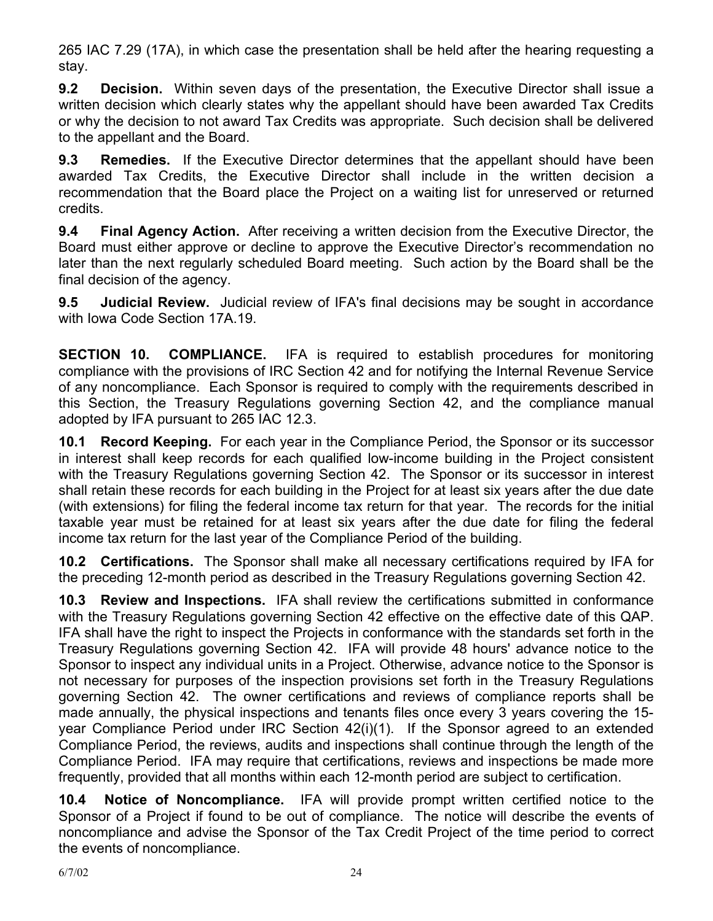265 IAC 7.29 (17A), in which case the presentation shall be held after the hearing requesting a stay.

**9.2 Decision.** Within seven days of the presentation, the Executive Director shall issue a written decision which clearly states why the appellant should have been awarded Tax Credits or why the decision to not award Tax Credits was appropriate. Such decision shall be delivered to the appellant and the Board.

**9.3 Remedies.** If the Executive Director determines that the appellant should have been awarded Tax Credits, the Executive Director shall include in the written decision a recommendation that the Board place the Project on a waiting list for unreserved or returned credits.

**9.4 Final Agency Action.** After receiving a written decision from the Executive Director, the Board must either approve or decline to approve the Executive Director's recommendation no later than the next regularly scheduled Board meeting. Such action by the Board shall be the final decision of the agency.

**9.5 Judicial Review.** Judicial review of IFA's final decisions may be sought in accordance with Iowa Code Section 17A.19.

**SECTION 10. COMPLIANCE.** IFA is required to establish procedures for monitoring compliance with the provisions of IRC Section 42 and for notifying the Internal Revenue Service of any noncompliance. Each Sponsor is required to comply with the requirements described in this Section, the Treasury Regulations governing Section 42, and the compliance manual adopted by IFA pursuant to 265 IAC 12.3.

**10.1 Record Keeping.** For each year in the Compliance Period, the Sponsor or its successor in interest shall keep records for each qualified low-income building in the Project consistent with the Treasury Regulations governing Section 42. The Sponsor or its successor in interest shall retain these records for each building in the Project for at least six years after the due date (with extensions) for filing the federal income tax return for that year. The records for the initial taxable year must be retained for at least six years after the due date for filing the federal income tax return for the last year of the Compliance Period of the building.

**10.2 Certifications.** The Sponsor shall make all necessary certifications required by IFA for the preceding 12-month period as described in the Treasury Regulations governing Section 42.

**10.3 Review and Inspections.** IFA shall review the certifications submitted in conformance with the Treasury Regulations governing Section 42 effective on the effective date of this QAP. IFA shall have the right to inspect the Projects in conformance with the standards set forth in the Treasury Regulations governing Section 42. IFA will provide 48 hours' advance notice to the Sponsor to inspect any individual units in a Project. Otherwise, advance notice to the Sponsor is not necessary for purposes of the inspection provisions set forth in the Treasury Regulations governing Section 42. The owner certifications and reviews of compliance reports shall be made annually, the physical inspections and tenants files once every 3 years covering the 15-year Compliance Period under IRC Section 42(i)(1). If the Sponsor agreed to an extended Compliance Period, the reviews, audits and inspections shall continue through the length of the Compliance Period. IFA may require that certifications, reviews and inspections be made more frequently, provided that all months within each 12-month period are subject to certification.

**10.4 Notice of Noncompliance.** IFA will provide prompt written certified notice to the Sponsor of a Project if found to be out of compliance. The notice will describe the events of noncompliance and advise the Sponsor of the Tax Credit Project of the time period to correct the events of noncompliance.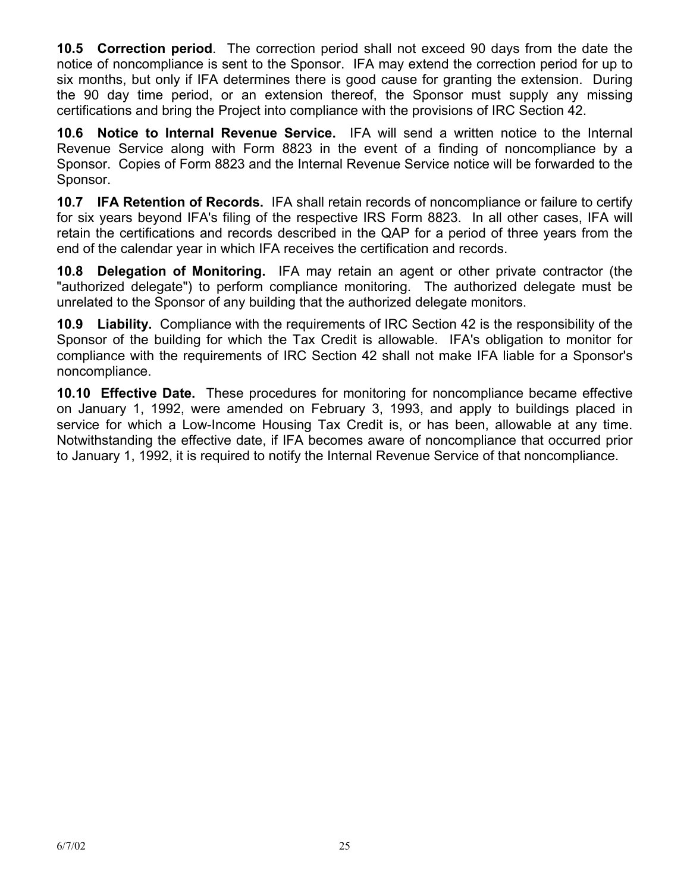**10.5 Correction period**. The correction period shall not exceed 90 days from the date the notice of noncompliance is sent to the Sponsor. IFA may extend the correction period for up to six months, but only if IFA determines there is good cause for granting the extension. During the 90 day time period, or an extension thereof, the Sponsor must supply any missing certifications and bring the Project into compliance with the provisions of IRC Section 42.

**10.6 Notice to Internal Revenue Service.** IFA will send a written notice to the Internal Revenue Service along with Form 8823 in the event of a finding of noncompliance by a Sponsor. Copies of Form 8823 and the Internal Revenue Service notice will be forwarded to the Sponsor.

**10.7 IFA Retention of Records.** IFA shall retain records of noncompliance or failure to certify for six years beyond IFA's filing of the respective IRS Form 8823. In all other cases, IFA will retain the certifications and records described in the QAP for a period of three years from the end of the calendar year in which IFA receives the certification and records.

**10.8 Delegation of Monitoring.** IFA may retain an agent or other private contractor (the "authorized delegate") to perform compliance monitoring. The authorized delegate must be unrelated to the Sponsor of any building that the authorized delegate monitors.

**10.9 Liability.** Compliance with the requirements of IRC Section 42 is the responsibility of the Sponsor of the building for which the Tax Credit is allowable. IFA's obligation to monitor for compliance with the requirements of IRC Section 42 shall not make IFA liable for a Sponsor's noncompliance.

**10.10 Effective Date.** These procedures for monitoring for noncompliance became effective on January 1, 1992, were amended on February 3, 1993, and apply to buildings placed in service for which a Low-Income Housing Tax Credit is, or has been, allowable at any time. Notwithstanding the effective date, if IFA becomes aware of noncompliance that occurred prior to January 1, 1992, it is required to notify the Internal Revenue Service of that noncompliance.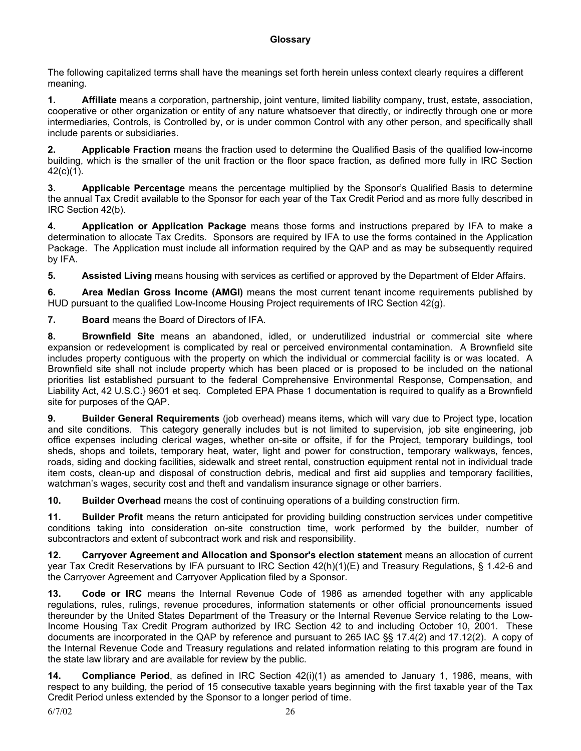## Glossary

The following capitalized terms shall have the meanings set forth herein unless context clearly requires a different meaning.

**1. Affiliate** means a corporation, partnership, joint venture, limited liability company, trust, estate, association, cooperative or other organization or entity of any nature whatsoever that directly, or indirectly through one or more intermediaries, Controls, is Controlled by, or is under common Control with any other person, and specifically shall include parents or subsidiaries.

**2. Applicable Fraction** means the fraction used to determine the Qualified Basis of the qualified low-income building, which is the smaller of the unit fraction or the floor space fraction, as defined more fully in IRC Section 42(c)(1).

**3. Applicable Percentage** means the percentage multiplied by the Sponsor's Qualified Basis to determine the annual Tax Credit available to the Sponsor for each year of the Tax Credit Period and as more fully described in IRC Section 42(b).

**4. Application or Application Package** means those forms and instructions prepared by IFA to make a determination to allocate Tax Credits. Sponsors are required by IFA to use the forms contained in the Application Package. The Application must include all information required by the QAP and as may be subsequently required by IFA.

**5. Assisted Living** means housing with services as certified or approved by the Department of Elder Affairs.

**6. Area Median Gross Income (AMGI)** means the most current tenant income requirements published by HUD pursuant to the qualified Low-Income Housing Project requirements of IRC Section 42(g).

**7. Board** means the Board of Directors of IFA.

**8. Brownfield Site** means an abandoned, idled, or underutilized industrial or commercial site where expansion or redevelopment is complicated by real or perceived environmental contamination. A Brownfield site includes property contiguous with the property on which the individual or commercial facility is or was located. A Brownfield site shall not include property which has been placed or is proposed to be included on the national priorities list established pursuant to the federal Comprehensive Environmental Response, Compensation, and Liability Act, 42 U.S.C.} 9601 et seq. Completed EPA Phase 1 documentation is required to qualify as a Brownfield site for purposes of the QAP.

**9. Builder General Requirements** (job overhead) means items, which will vary due to Project type, location and site conditions. This category generally includes but is not limited to supervision, job site engineering, job office expenses including clerical wages, whether on-site or offsite, if for the Project, temporary buildings, tool sheds, shops and toilets, temporary heat, water, light and power for construction, temporary walkways, fences, roads, siding and docking facilities, sidewalk and street rental, construction equipment rental not in individual trade item costs, clean-up and disposal of construction debris, medical and first aid supplies and temporary facilities, watchman's wages, security cost and theft and vandalism insurance signage or other barriers.

**10. Builder Overhead** means the cost of continuing operations of a building construction firm.

**11. Builder Profit** means the return anticipated for providing building construction services under competitive conditions taking into consideration on-site construction time, work performed by the builder, number of subcontractors and extent of subcontract work and risk and responsibility.

**12. Carryover Agreement and Allocation and Sponsor's election statement** means an allocation of current year Tax Credit Reservations by IFA pursuant to IRC Section 42(h)(1)(E) and Treasury Regulations, § 1.42-6 and the Carryover Agreement and Carryover Application filed by a Sponsor.

**13. Code or IRC** means the Internal Revenue Code of 1986 as amended together with any applicable regulations, rules, rulings, revenue procedures, information statements or other official pronouncements issued thereunder by the United States Department of the Treasury or the Internal Revenue Service relating to the Low-Income Housing Tax Credit Program authorized by IRC Section 42 to and including October 10, 2001. These documents are incorporated in the QAP by reference and pursuant to 265 IAC §§ 17.4(2) and 17.12(2). A copy of the Internal Revenue Code and Treasury regulations and related information relating to this program are found in the state law library and are available for review by the public.

**14. Compliance Period**, as defined in IRC Section 42(i)(1) as amended to January 1, 1986, means, with respect to any building, the period of 15 consecutive taxable years beginning with the first taxable year of the Tax Credit Period unless extended by the Sponsor to a longer period of time.

6/7/02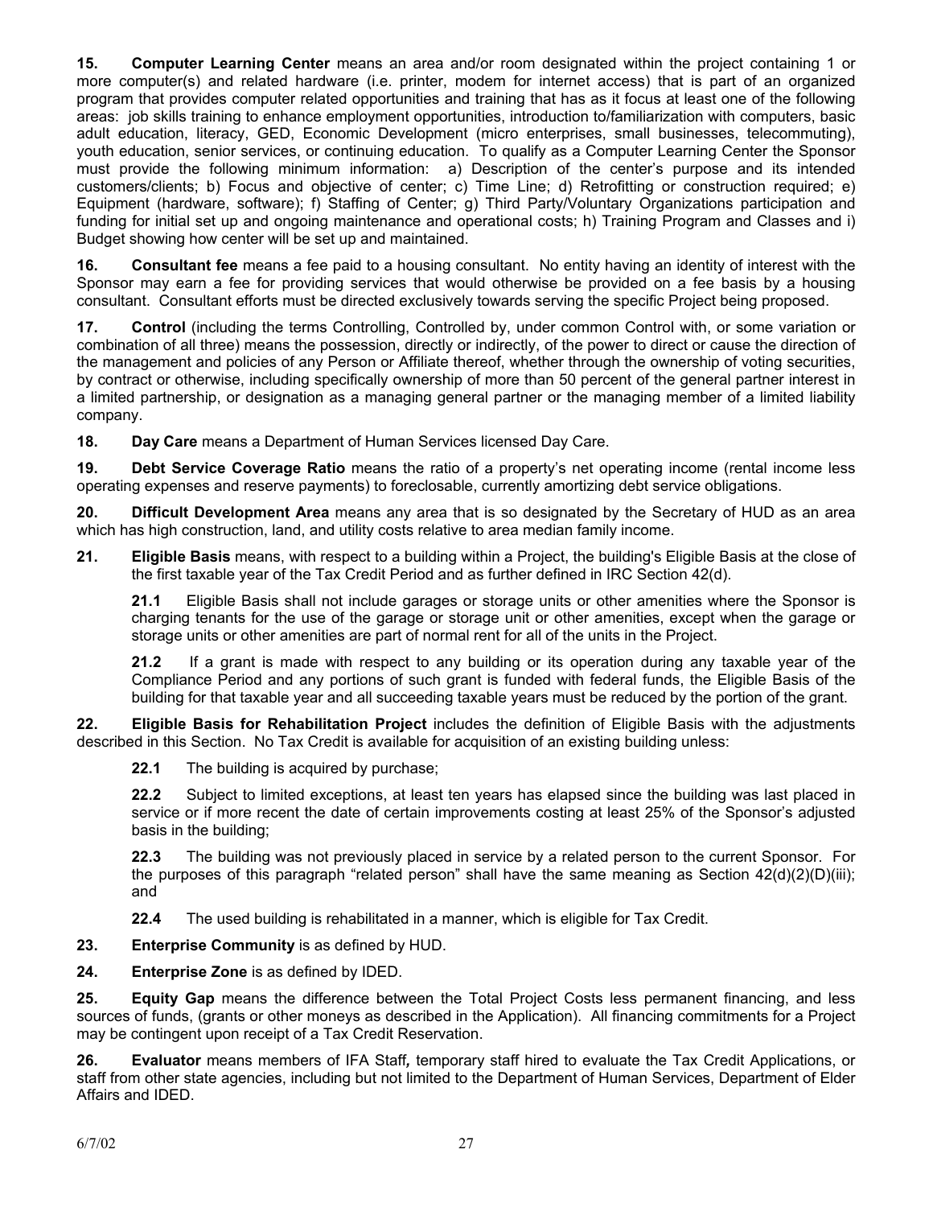**15. Computer Learning Center** means an area and/or room designated within the project containing 1 or more computer(s) and related hardware (i.e. printer, modem for internet access) that is part of an organized program that provides computer related opportunities and training that has as it focus at least one of the following areas: job skills training to enhance employment opportunities, introduction to/familiarization with computers, basic adult education, literacy, GED, Economic Development (micro enterprises, small businesses, telecommuting), youth education, senior services, or continuing education. To qualify as a Computer Learning Center the Sponsor must provide the following minimum information: a) Description of the center's purpose and its intended customers/clients; b) Focus and objective of center; c) Time Line; d) Retrofitting or construction required; e) Equipment (hardware, software); f) Staffing of Center; g) Third Party/Voluntary Organizations participation and funding for initial set up and ongoing maintenance and operational costs; h) Training Program and Classes and i) Budget showing how center will be set up and maintained.

**16. Consultant fee** means a fee paid to a housing consultant. No entity having an identity of interest with the Sponsor may earn a fee for providing services that would otherwise be provided on a fee basis by a housing consultant. Consultant efforts must be directed exclusively towards serving the specific Project being proposed.

**17. Control** (including the terms Controlling, Controlled by, under common Control with, or some variation or combination of all three) means the possession, directly or indirectly, of the power to direct or cause the direction of the management and policies of any Person or Affiliate thereof, whether through the ownership of voting securities, by contract or otherwise, including specifically ownership of more than 50 percent of the general partner interest in a limited partnership, or designation as a managing general partner or the managing member of a limited liability company.

**18. Day Care** means a Department of Human Services licensed Day Care.

**19. Debt Service Coverage Ratio** means the ratio of a property's net operating income (rental income less operating expenses and reserve payments) to foreclosable, currently amortizing debt service obligations.

**20. Difficult Development Area** means any area that is so designated by the Secretary of HUD as an area which has high construction, land, and utility costs relative to area median family income.

**21. Eligible Basis** means, with respect to a building within a Project, the building's Eligible Basis at the close of the first taxable year of the Tax Credit Period and as further defined in IRC Section 42(d).

**21.1** Eligible Basis shall not include garages or storage units or other amenities where the Sponsor is charging tenants for the use of the garage or storage unit or other amenities, except when the garage or storage units or other amenities are part of normal rent for all of the units in the Project.

**21.2** If a grant is made with respect to any building or its operation during any taxable year of the Compliance Period and any portions of such grant is funded with federal funds, the Eligible Basis of the building for that taxable year and all succeeding taxable years must be reduced by the portion of the grant.

**22. Eligible Basis for Rehabilitation Project** includes the definition of Eligible Basis with the adjustments described in this Section. No Tax Credit is available for acquisition of an existing building unless:

**22.1** The building is acquired by purchase;

**22.2** Subject to limited exceptions, at least ten years has elapsed since the building was last placed in service or if more recent the date of certain improvements costing at least 25% of the Sponsor's adjusted basis in the building;

**22.3** The building was not previously placed in service by a related person to the current Sponsor. For the purposes of this paragraph "related person" shall have the same meaning as Section 42(d)(2)(D)(iii); and

**22.4** The used building is rehabilitated in a manner, which is eligible for Tax Credit.

**23. Enterprise Community** is as defined by HUD.

**24. Enterprise Zone** is as defined by IDED.

**25. Equity Gap** means the difference between the Total Project Costs less permanent financing, and less sources of funds, (grants or other moneys as described in the Application). All financing commitments for a Project may be contingent upon receipt of a Tax Credit Reservation.

**26. Evaluator** means members of IFA Staff*,* temporary staff hired to evaluate the Tax Credit Applications, or staff from other state agencies, including but not limited to the Department of Human Services, Department of Elder Affairs and IDED.

6/7/02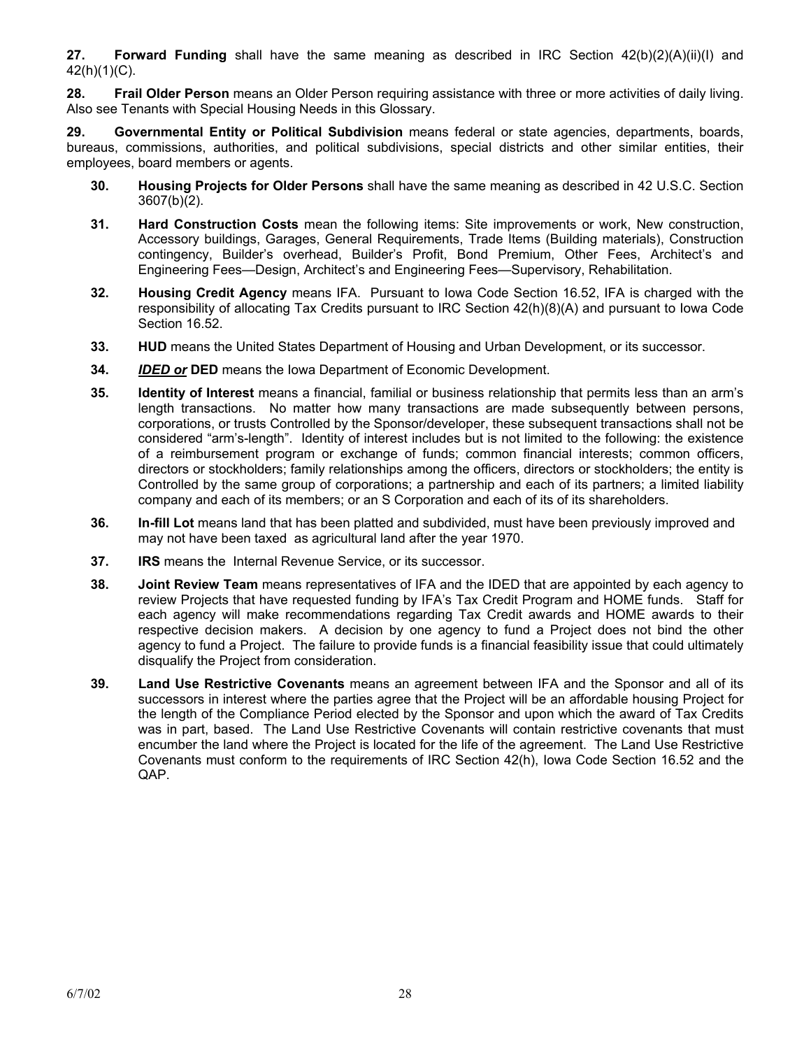**27. Forward Funding** shall have the same meaning as described in IRC Section 42(b)(2)(A)(ii)(I) and 42(h)(1)(C).

**28. Frail Older Person** means an Older Person requiring assistance with three or more activities of daily living. Also see Tenants with Special Housing Needs in this Glossary.

**29. Governmental Entity or Political Subdivision** means federal or state agencies, departments, boards, bureaus, commissions, authorities, and political subdivisions, special districts and other similar entities, their employees, board members or agents.

**30. Housing Projects for Older Persons** shall have the same meaning as described in 42 U.S.C. Section 3607(b)(2).

**31. Hard Construction Costs** mean the following items: Site improvements or work, New construction, Accessory buildings, Garages, General Requirements, Trade Items (Building materials), Construction contingency, Builder's overhead, Builder's Profit, Bond Premium, Other Fees, Architect's and Engineering Fees—Design, Architect's and Engineering Fees—Supervisory, Rehabilitation.

**32. Housing Credit Agency** means IFA. Pursuant to Iowa Code Section 16.52, IFA is charged with the responsibility of allocating Tax Credits pursuant to IRC Section 42(h)(8)(A) and pursuant to Iowa Code Section 16.52.

**33. HUD** means the United States Department of Housing and Urban Development, or its successor.

**34. *IDED or* DED** means the Iowa Department of Economic Development.

**35. Identity of Interest** means a financial, familial or business relationship that permits less than an arm's length transactions. No matter how many transactions are made subsequently between persons, corporations, or trusts Controlled by the Sponsor/developer, these subsequent transactions shall not be considered "arm's-length". Identity of interest includes but is not limited to the following: the existence of a reimbursement program or exchange of funds; common financial interests; common officers, directors or stockholders; family relationships among the officers, directors or stockholders; the entity is Controlled by the same group of corporations; a partnership and each of its partners; a limited liability company and each of its members; or an S Corporation and each of its of its shareholders.

**36. In-fill Lot** means land that has been platted and subdivided, must have been previously improved and may not have been taxed as agricultural land after the year 1970.

**37. IRS** means the Internal Revenue Service, or its successor.

**38. Joint Review Team** means representatives of IFA and the IDED that are appointed by each agency to review Projects that have requested funding by IFA's Tax Credit Program and HOME funds. Staff for each agency will make recommendations regarding Tax Credit awards and HOME awards to their respective decision makers. A decision by one agency to fund a Project does not bind the other agency to fund a Project. The failure to provide funds is a financial feasibility issue that could ultimately disqualify the Project from consideration.

**39. Land Use Restrictive Covenants** means an agreement between IFA and the Sponsor and all of its successors in interest where the parties agree that the Project will be an affordable housing Project for the length of the Compliance Period elected by the Sponsor and upon which the award of Tax Credits was in part, based. The Land Use Restrictive Covenants will contain restrictive covenants that must encumber the land where the Project is located for the life of the agreement. The Land Use Restrictive Covenants must conform to the requirements of IRC Section 42(h), Iowa Code Section 16.52 and the QAP.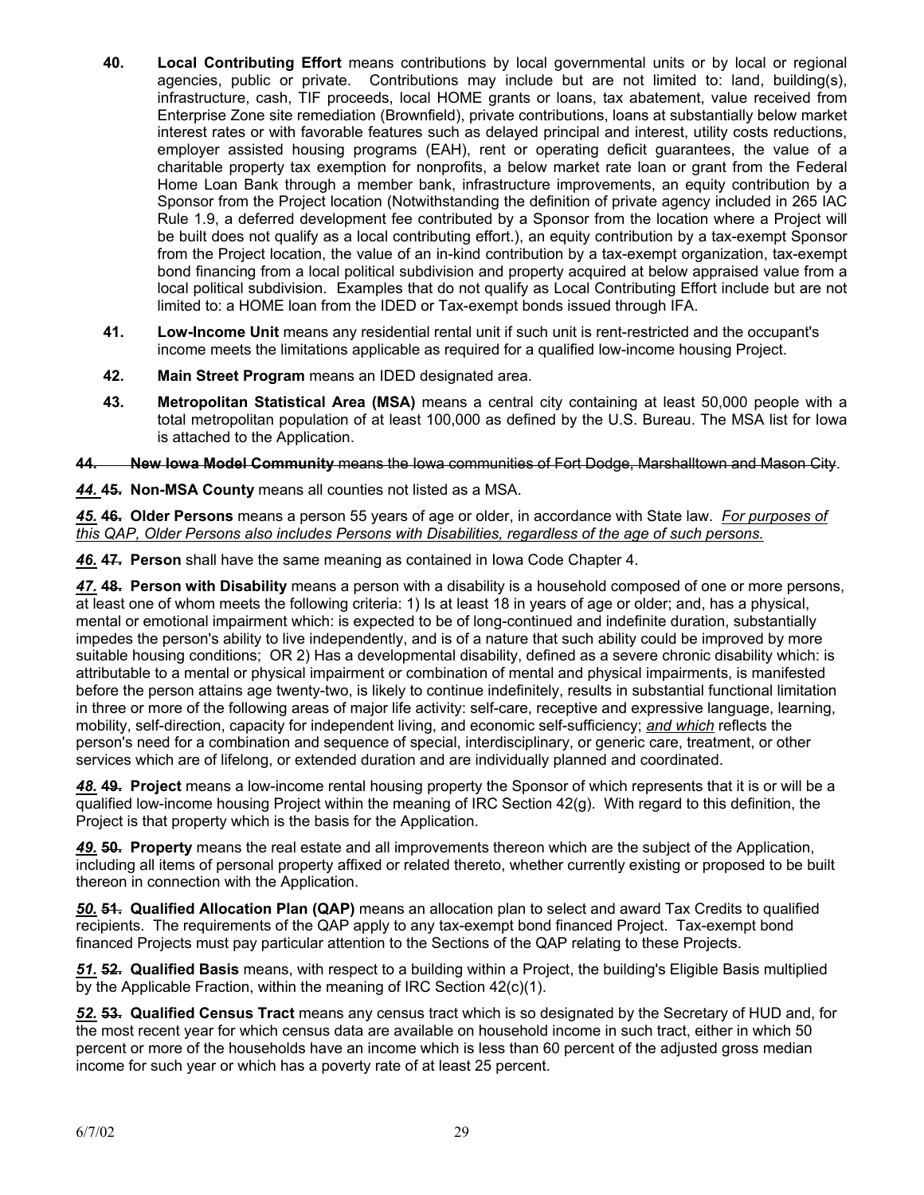**40.** **Local Contributing Effort** means contributions by local governmental units or by local or regional agencies, public or private. Contributions may include but are not limited to: land, building(s), infrastructure, cash, TIF proceeds, local HOME grants or loans, tax abatement, value received from Enterprise Zone site remediation (Brownfield), private contributions, loans at substantially below market interest rates or with favorable features such as delayed principal and interest, utility costs reductions, employer assisted housing programs (EAH), rent or operating deficit guarantees, the value of a charitable property tax exemption for nonprofits, a below market rate loan or grant from the Federal Home Loan Bank through a member bank, infrastructure improvements, an equity contribution by a Sponsor from the Project location (Notwithstanding the definition of private agency included in 265 IAC Rule 1.9, a deferred development fee contributed by a Sponsor from the location where a Project will be built does not qualify as a local contributing effort.), an equity contribution by a tax-exempt Sponsor from the Project location, the value of an in-kind contribution by a tax-exempt organization, tax-exempt bond financing from a local political subdivision and property acquired at below appraised value from a local political subdivision. Examples that do not qualify as Local Contributing Effort include but are not limited to: a HOME loan from the IDED or Tax-exempt bonds issued through IFA.

**41.** **Low-Income Unit** means any residential rental unit if such unit is rent-restricted and the occupant's income meets the limitations applicable as required for a qualified low-income housing Project.

**42.** **Main Street Program** means an IDED designated area.

**43.** **Metropolitan Statistical Area (MSA)** means a central city containing at least 50,000 people with a total metropolitan population of at least 100,000 as defined by the U.S. Bureau. The MSA list for Iowa is attached to the Application.

~~**44.** **New Iowa Model Community** means the Iowa communities of Fort Dodge, Marshalltown and Mason City.~~

***44.*** ~~**45.**~~ **Non-MSA County** means all counties not listed as a MSA.

***45.*** ~~**46.**~~ **Older Persons** means a person 55 years of age or older, in accordance with State law. *For purposes of this QAP, Older Persons also includes Persons with Disabilities, regardless of the age of such persons.*

***46.*** ~~**47.**~~ **Person** shall have the same meaning as contained in Iowa Code Chapter 4.

***47.*** ~~**48.**~~ **Person with Disability** means a person with a disability is a household composed of one or more persons, at least one of whom meets the following criteria: 1) Is at least 18 in years of age or older; and, has a physical, mental or emotional impairment which: is expected to be of long-continued and indefinite duration, substantially impedes the person's ability to live independently, and is of a nature that such ability could be improved by more suitable housing conditions; OR 2) Has a developmental disability, defined as a severe chronic disability which: is attributable to a mental or physical impairment or combination of mental and physical impairments, is manifested before the person attains age twenty-two, is likely to continue indefinitely, results in substantial functional limitation in three or more of the following areas of major life activity: self-care, receptive and expressive language, learning, mobility, self-direction, capacity for independent living, and economic self-sufficiency; *and which* reflects the person's need for a combination and sequence of special, interdisciplinary, or generic care, treatment, or other services which are of lifelong, or extended duration and are individually planned and coordinated.

***48.*** ~~**49.**~~ **Project** means a low-income rental housing property the Sponsor of which represents that it is or will be a qualified low-income housing Project within the meaning of IRC Section 42(g). With regard to this definition, the Project is that property which is the basis for the Application.

***49.*** ~~**50.**~~ **Property** means the real estate and all improvements thereon which are the subject of the Application, including all items of personal property affixed or related thereto, whether currently existing or proposed to be built thereon in connection with the Application.

***50.*** ~~**51.**~~ **Qualified Allocation Plan (QAP)** means an allocation plan to select and award Tax Credits to qualified recipients. The requirements of the QAP apply to any tax-exempt bond financed Project. Tax-exempt bond financed Projects must pay particular attention to the Sections of the QAP relating to these Projects.

***51.*** ~~**52.**~~ **Qualified Basis** means, with respect to a building within a Project, the building's Eligible Basis multiplied by the Applicable Fraction, within the meaning of IRC Section 42(c)(1).

***52.*** ~~**53.**~~ **Qualified Census Tract** means any census tract which is so designated by the Secretary of HUD and, for the most recent year for which census data are available on household income in such tract, either in which 50 percent or more of the households have an income which is less than 60 percent of the adjusted gross median income for such year or which has a poverty rate of at least 25 percent.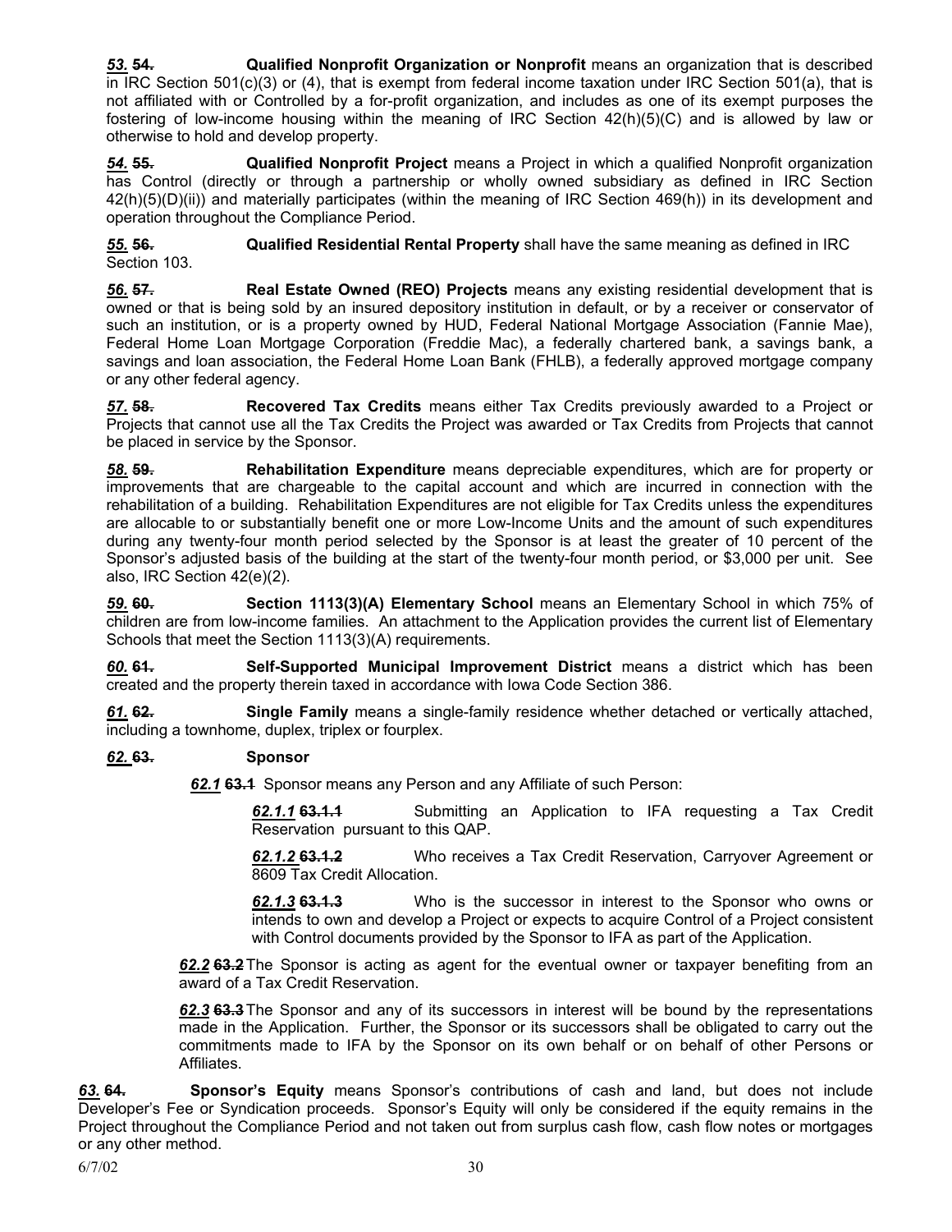***53.*** ~~**54.**~~ **Qualified Nonprofit Organization or Nonprofit** means an organization that is described in IRC Section 501(c)(3) or (4), that is exempt from federal income taxation under IRC Section 501(a), that is not affiliated with or Controlled by a for-profit organization, and includes as one of its exempt purposes the fostering of low-income housing within the meaning of IRC Section 42(h)(5)(C) and is allowed by law or otherwise to hold and develop property.

***54.*** ~~**55.**~~ **Qualified Nonprofit Project** means a Project in which a qualified Nonprofit organization has Control (directly or through a partnership or wholly owned subsidiary as defined in IRC Section 42(h)(5)(D)(ii)) and materially participates (within the meaning of IRC Section 469(h)) in its development and operation throughout the Compliance Period.

***55.*** ~~**56.**~~ **Qualified Residential Rental Property** shall have the same meaning as defined in IRC Section 103.

***56.*** ~~**57.**~~ **Real Estate Owned (REO) Projects** means any existing residential development that is owned or that is being sold by an insured depository institution in default, or by a receiver or conservator of such an institution, or is a property owned by HUD, Federal National Mortgage Association (Fannie Mae), Federal Home Loan Mortgage Corporation (Freddie Mac), a federally chartered bank, a savings bank, a savings and loan association, the Federal Home Loan Bank (FHLB), a federally approved mortgage company or any other federal agency.

***57.*** ~~**58.**~~ **Recovered Tax Credits** means either Tax Credits previously awarded to a Project or Projects that cannot use all the Tax Credits the Project was awarded or Tax Credits from Projects that cannot be placed in service by the Sponsor.

***58.*** ~~**59.**~~ **Rehabilitation Expenditure** means depreciable expenditures, which are for property or improvements that are chargeable to the capital account and which are incurred in connection with the rehabilitation of a building. Rehabilitation Expenditures are not eligible for Tax Credits unless the expenditures are allocable to or substantially benefit one or more Low-Income Units and the amount of such expenditures during any twenty-four month period selected by the Sponsor is at least the greater of 10 percent of the Sponsor's adjusted basis of the building at the start of the twenty-four month period, or $3,000 per unit. See also, IRC Section 42(e)(2).

***59.*** ~~**60.**~~ **Section 1113(3)(A) Elementary School** means an Elementary School in which 75% of children are from low-income families. An attachment to the Application provides the current list of Elementary Schools that meet the Section 1113(3)(A) requirements.

***60.*** ~~**61.**~~ **Self-Supported Municipal Improvement District** means a district which has been created and the property therein taxed in accordance with Iowa Code Section 386.

***61.*** ~~**62.**~~ **Single Family** means a single-family residence whether detached or vertically attached, including a townhome, duplex, triplex or fourplex.

***62.*** ~~**63.**~~ **Sponsor**

***62.1*** ~~**63.1**~~ Sponsor means any Person and any Affiliate of such Person:

***62.1.1*** ~~**63.1.1**~~ Submitting an Application to IFA requesting a Tax Credit Reservation pursuant to this QAP.

***62.1.2*** ~~**63.1.2**~~ Who receives a Tax Credit Reservation, Carryover Agreement or 8609 Tax Credit Allocation.

***62.1.3*** ~~**63.1.3**~~ Who is the successor in interest to the Sponsor who owns or intends to own and develop a Project or expects to acquire Control of a Project consistent with Control documents provided by the Sponsor to IFA as part of the Application.

***62.2*** ~~**63.2**~~ The Sponsor is acting as agent for the eventual owner or taxpayer benefiting from an award of a Tax Credit Reservation.

***62.3*** ~~**63.3**~~ The Sponsor and any of its successors in interest will be bound by the representations made in the Application. Further, the Sponsor or its successors shall be obligated to carry out the commitments made to IFA by the Sponsor on its own behalf or on behalf of other Persons or Affiliates.

***63.*** ~~**64.**~~ **Sponsor's Equity** means Sponsor's contributions of cash and land, but does not include Developer's Fee or Syndication proceeds. Sponsor's Equity will only be considered if the equity remains in the Project throughout the Compliance Period and not taken out from surplus cash flow, cash flow notes or mortgages or any other method.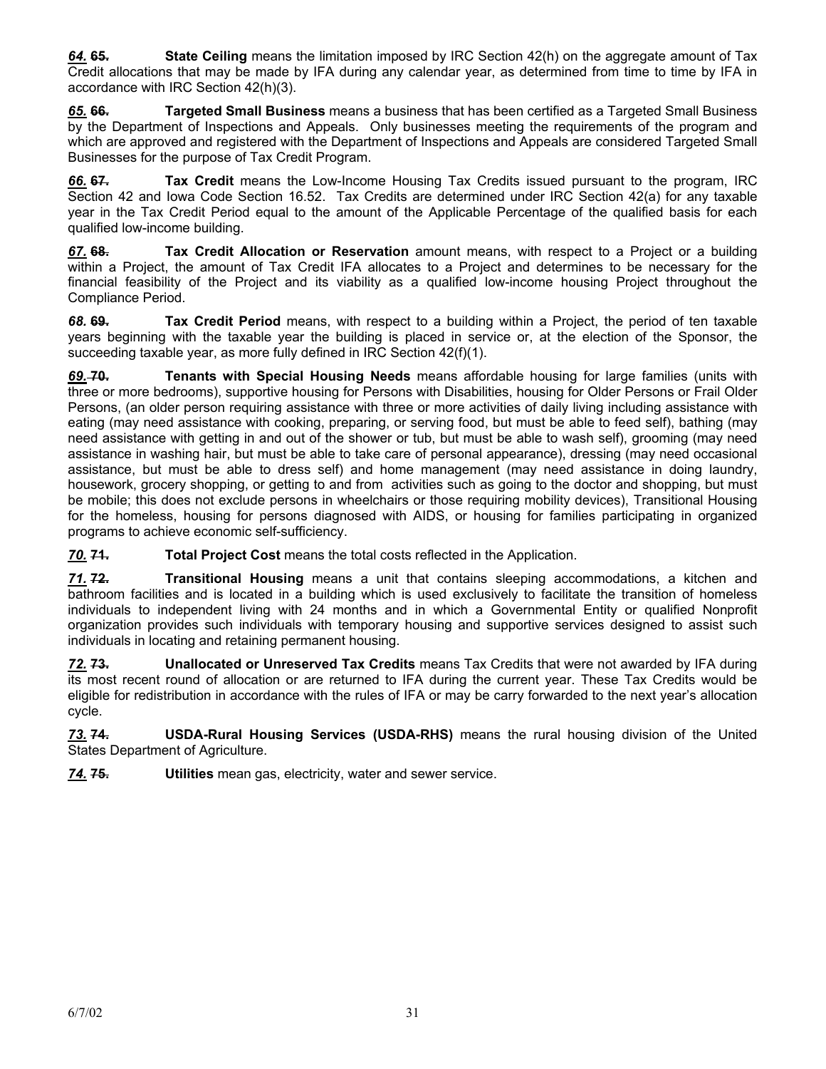***64.*** ~~**65.**~~ **State Ceiling** means the limitation imposed by IRC Section 42(h) on the aggregate amount of Tax Credit allocations that may be made by IFA during any calendar year, as determined from time to time by IFA in accordance with IRC Section 42(h)(3).

***65.*** ~~**66.**~~ **Targeted Small Business** means a business that has been certified as a Targeted Small Business by the Department of Inspections and Appeals. Only businesses meeting the requirements of the program and which are approved and registered with the Department of Inspections and Appeals are considered Targeted Small Businesses for the purpose of Tax Credit Program.

***66.*** ~~**67.**~~ **Tax Credit** means the Low-Income Housing Tax Credits issued pursuant to the program, IRC Section 42 and Iowa Code Section 16.52. Tax Credits are determined under IRC Section 42(a) for any taxable year in the Tax Credit Period equal to the amount of the Applicable Percentage of the qualified basis for each qualified low-income building.

***67.*** ~~**68.**~~ **Tax Credit Allocation or Reservation** amount means, with respect to a Project or a building within a Project, the amount of Tax Credit IFA allocates to a Project and determines to be necessary for the financial feasibility of the Project and its viability as a qualified low-income housing Project throughout the Compliance Period.

***68.*** ~~**69.**~~ **Tax Credit Period** means, with respect to a building within a Project, the period of ten taxable years beginning with the taxable year the building is placed in service or, at the election of the Sponsor, the succeeding taxable year, as more fully defined in IRC Section 42(f)(1).

***69.*** ~~**70.**~~ **Tenants with Special Housing Needs** means affordable housing for large families (units with three or more bedrooms), supportive housing for Persons with Disabilities, housing for Older Persons or Frail Older Persons, (an older person requiring assistance with three or more activities of daily living including assistance with eating (may need assistance with cooking, preparing, or serving food, but must be able to feed self), bathing (may need assistance with getting in and out of the shower or tub, but must be able to wash self), grooming (may need assistance in washing hair, but must be able to take care of personal appearance), dressing (may need occasional assistance, but must be able to dress self) and home management (may need assistance in doing laundry, housework, grocery shopping, or getting to and from activities such as going to the doctor and shopping, but must be mobile; this does not exclude persons in wheelchairs or those requiring mobility devices), Transitional Housing for the homeless, housing for persons diagnosed with AIDS, or housing for families participating in organized programs to achieve economic self-sufficiency.

***70.*** ~~**71.**~~ **Total Project Cost** means the total costs reflected in the Application.

***71.*** ~~**72.**~~ **Transitional Housing** means a unit that contains sleeping accommodations, a kitchen and bathroom facilities and is located in a building which is used exclusively to facilitate the transition of homeless individuals to independent living with 24 months and in which a Governmental Entity or qualified Nonprofit organization provides such individuals with temporary housing and supportive services designed to assist such individuals in locating and retaining permanent housing.

***72.*** ~~**73.**~~ **Unallocated or Unreserved Tax Credits** means Tax Credits that were not awarded by IFA during its most recent round of allocation or are returned to IFA during the current year. These Tax Credits would be eligible for redistribution in accordance with the rules of IFA or may be carry forwarded to the next year's allocation cycle.

***73.*** ~~**74.**~~ **USDA-Rural Housing Services (USDA-RHS)** means the rural housing division of the United States Department of Agriculture.

***74.*** ~~**75.**~~ **Utilities** mean gas, electricity, water and sewer service.

6/7/02